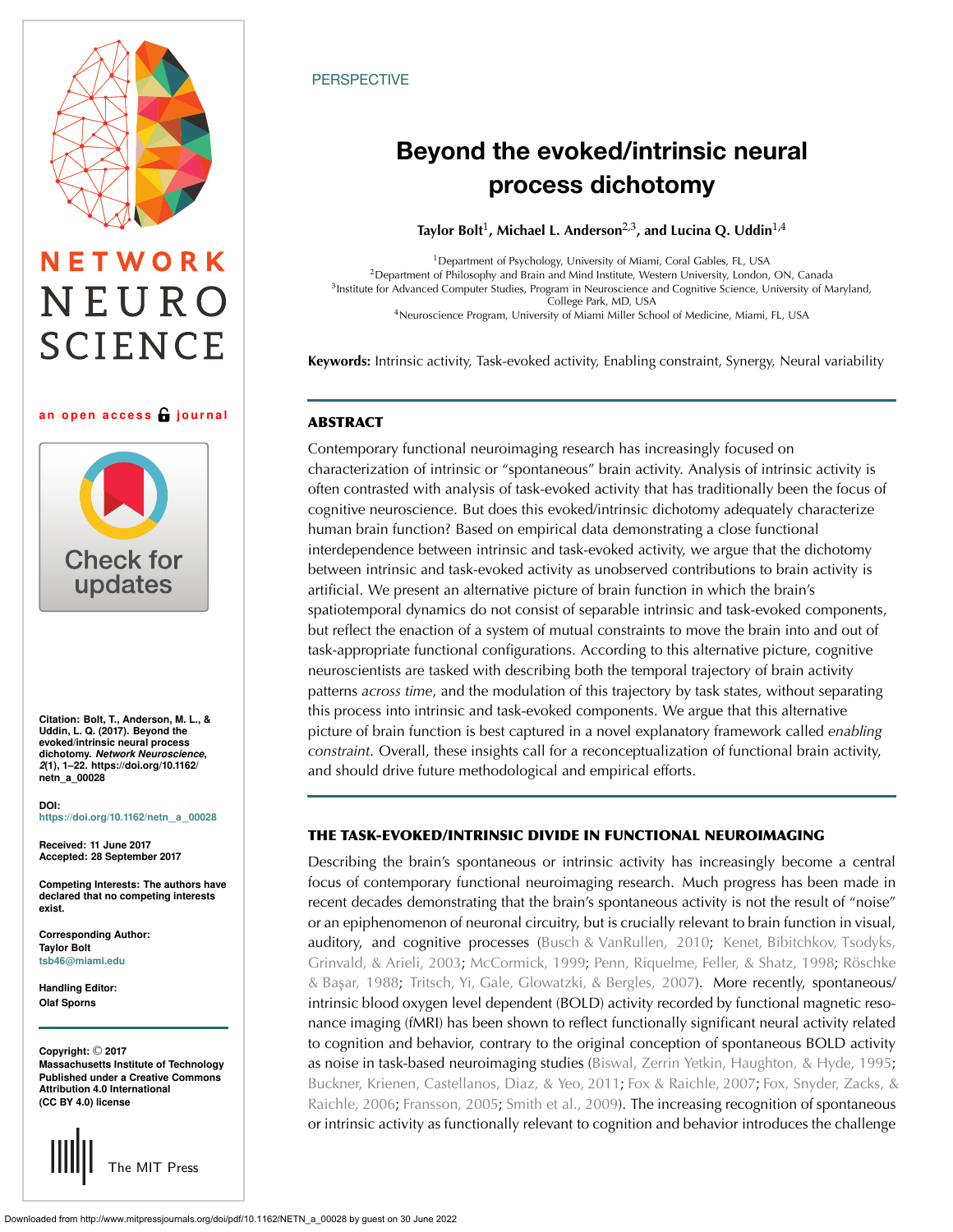PERSPECTIVE

# Beyond the evoked/intrinsic neural process dichotomy

**Taylor Bolt**[1], **Michael L. Anderson**[2,3], **and Lucina Q. Uddin**[1,4]

[1]Department of Psychology, University of Miami, Coral Gables, FL, USA
[2]Department of Philosophy and Brain and Mind Institute, Western University, London, ON, Canada
[3]Institute for Advanced Computer Studies, Program in Neuroscience and Cognitive Science, University of Maryland, College Park, MD, USA
[4]Neuroscience Program, University of Miami Miller School of Medicine, Miami, FL, USA

**Keywords:** Intrinsic activity, Task-evoked activity, Enabling constraint, Synergy, Neural variability

## ABSTRACT

Contemporary functional neuroimaging research has increasingly focused on characterization of intrinsic or "spontaneous" brain activity. Analysis of intrinsic activity is often contrasted with analysis of task-evoked activity that has traditionally been the focus of cognitive neuroscience. But does this evoked/intrinsic dichotomy adequately characterize human brain function? Based on empirical data demonstrating a close functional interdependence between intrinsic and task-evoked activity, we argue that the dichotomy between intrinsic and task-evoked activity as unobserved contributions to brain activity is artificial. We present an alternative picture of brain function in which the brain's spatiotemporal dynamics do not consist of separable intrinsic and task-evoked components, but reflect the enaction of a system of mutual constraints to move the brain into and out of task-appropriate functional configurations. According to this alternative picture, cognitive neuroscientists are tasked with describing both the temporal trajectory of brain activity patterns *across time*, and the modulation of this trajectory by task states, without separating this process into intrinsic and task-evoked components. We argue that this alternative picture of brain function is best captured in a novel explanatory framework called *enabling constraint*. Overall, these insights call for a reconceptualization of functional brain activity, and should drive future methodological and empirical efforts.

## THE TASK-EVOKED/INTRINSIC DIVIDE IN FUNCTIONAL NEUROIMAGING

Describing the brain's spontaneous or intrinsic activity has increasingly become a central focus of contemporary functional neuroimaging research. Much progress has been made in recent decades demonstrating that the brain's spontaneous activity is not the result of "noise" or an epiphenomenon of neuronal circuitry, but is crucially relevant to brain function in visual, auditory, and cognitive processes (Busch & VanRullen, 2010; Kenet, Bibitchkov, Tsodyks, Grinvald, & Arieli, 2003; McCormick, 1999; Penn, Riquelme, Feller, & Shatz, 1998; Röschke & Başar, 1988; Tritsch, Yi, Gale, Glowatzki, & Bergles, 2007). More recently, spontaneous/intrinsic blood oxygen level dependent (BOLD) activity recorded by functional magnetic resonance imaging (fMRI) has been shown to reflect functionally significant neural activity related to cognition and behavior, contrary to the original conception of spontaneous BOLD activity as noise in task-based neuroimaging studies (Biswal, Zerrin Yetkin, Haughton, & Hyde, 1995; Buckner, Krienen, Castellanos, Diaz, & Yeo, 2011; Fox & Raichle, 2007; Fox, Snyder, Zacks, & Raichle, 2006; Fransson, 2005; Smith et al., 2009). The increasing recognition of spontaneous or intrinsic activity as functionally relevant to cognition and behavior introduces the challenge

Citation: Bolt, T., Anderson, M. L., & Uddin, L. Q. (2017). Beyond the evoked/intrinsic neural process dichotomy. *Network Neuroscience*, *2*(1), 1–22. https://doi.org/10.1162/netn_a_00028

DOI:
https://doi.org/10.1162/netn_a_00028

Received: 11 June 2017
Accepted: 28 September 2017

Competing Interests: The authors have declared that no competing interests exist.

Corresponding Author:
Taylor Bolt
tsb46@miami.edu

Handling Editor:
Olaf Sporns

Copyright: © 2017
Massachusetts Institute of Technology
Published under a Creative Commons Attribution 4.0 International (CC BY 4.0) license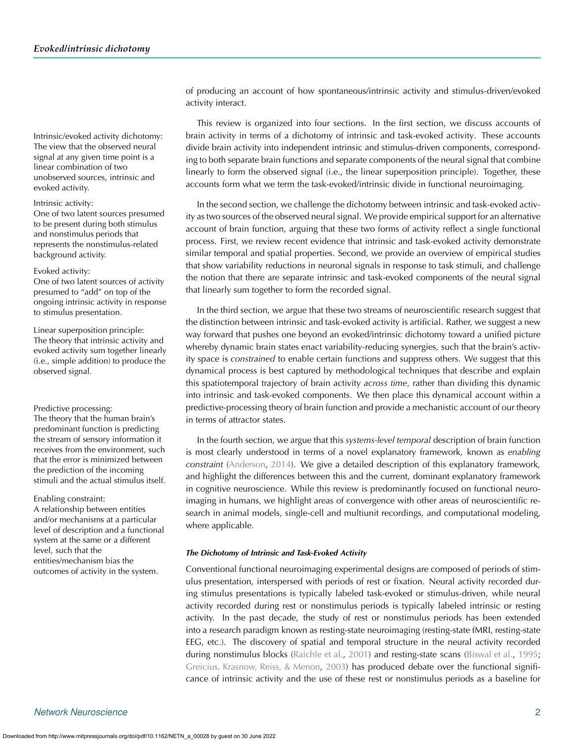of producing an account of how spontaneous/intrinsic activity and stimulus-driven/evoked activity interact.

Intrinsic/evoked activity dichotomy: The view that the observed neural signal at any given time point is a linear combination of two unobserved sources, intrinsic and evoked activity.

Intrinsic activity: One of two latent sources presumed to be present during both stimulus and nonstimulus periods that represents the nonstimulus-related background activity.

Evoked activity: One of two latent sources of activity presumed to "add" on top of the ongoing intrinsic activity in response to stimulus presentation.

Linear superposition principle: The theory that intrinsic activity and evoked activity sum together linearly (i.e., simple addition) to produce the observed signal.

Predictive processing: The theory that the human brain's predominant function is predicting the stream of sensory information it receives from the environment, such that the error is minimized between the prediction of the incoming stimuli and the actual stimulus itself.

Enabling constraint: A relationship between entities and/or mechanisms at a particular level of description and a functional system at the same or a different level, such that the entities/mechanism bias the outcomes of activity in the system.

This review is organized into four sections. In the first section, we discuss accounts of brain activity in terms of a dichotomy of intrinsic and task-evoked activity. These accounts divide brain activity into independent intrinsic and stimulus-driven components, corresponding to both separate brain functions and separate components of the neural signal that combine linearly to form the observed signal (i.e., the linear superposition principle). Together, these accounts form what we term the task-evoked/intrinsic divide in functional neuroimaging.

In the second section, we challenge the dichotomy between intrinsic and task-evoked activity as two sources of the observed neural signal. We provide empirical support for an alternative account of brain function, arguing that these two forms of activity reflect a single functional process. First, we review recent evidence that intrinsic and task-evoked activity demonstrate similar temporal and spatial properties. Second, we provide an overview of empirical studies that show variability reductions in neuronal signals in response to task stimuli, and challenge the notion that there are separate intrinsic and task-evoked components of the neural signal that linearly sum together to form the recorded signal.

In the third section, we argue that these two streams of neuroscientific research suggest that the distinction between intrinsic and task-evoked activity is artificial. Rather, we suggest a new way forward that pushes one beyond an evoked/intrinsic dichotomy toward a unified picture whereby dynamic brain states enact variability-reducing synergies, such that the brain's activity space is *constrained* to enable certain functions and suppress others. We suggest that this dynamical process is best captured by methodological techniques that describe and explain this spatiotemporal trajectory of brain activity *across time*, rather than dividing this dynamic into intrinsic and task-evoked components. We then place this dynamical account within a predictive-processing theory of brain function and provide a mechanistic account of our theory in terms of attractor states.

In the fourth section, we argue that this *systems-level temporal* description of brain function is most clearly understood in terms of a novel explanatory framework, known as *enabling constraint* (Anderson, 2014). We give a detailed description of this explanatory framework, and highlight the differences between this and the current, dominant explanatory framework in cognitive neuroscience. While this review is predominantly focused on functional neuroimaging in humans, we highlight areas of convergence with other areas of neuroscientific research in animal models, single-cell and multiunit recordings, and computational modeling, where applicable.

### *The Dichotomy of Intrinsic and Task-Evoked Activity*

Conventional functional neuroimaging experimental designs are composed of periods of stimulus presentation, interspersed with periods of rest or fixation. Neural activity recorded during stimulus presentations is typically labeled task-evoked or stimulus-driven, while neural activity recorded during rest or nonstimulus periods is typically labeled intrinsic or resting activity. In the past decade, the study of rest or nonstimulus periods has been extended into a research paradigm known as resting-state neuroimaging (resting-state fMRI, resting-state EEG, etc.). The discovery of spatial and temporal structure in the neural activity recorded during nonstimulus blocks (Raichle et al., 2001) and resting-state scans (Biswal et al., 1995; Greicius, Krasnow, Reiss, & Menon, 2003) has produced debate over the functional significance of intrinsic activity and the use of these rest or nonstimulus periods as a baseline for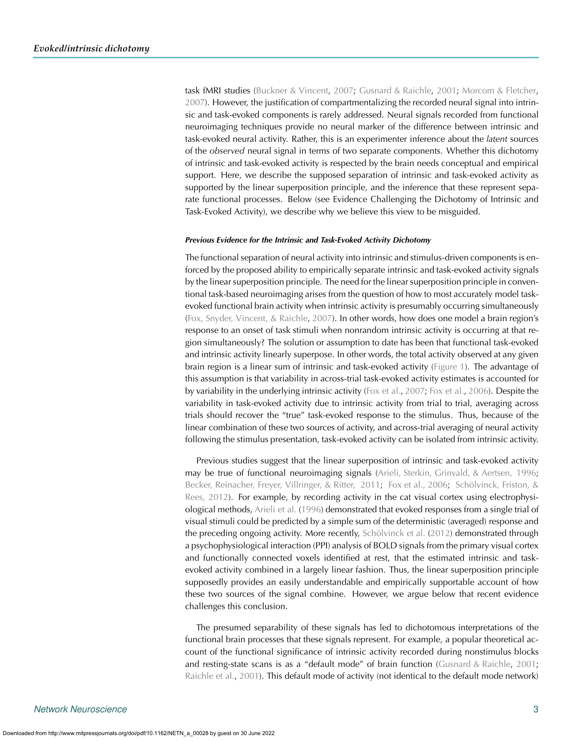task fMRI studies (Buckner & Vincent, 2007; Gusnard & Raichle, 2001; Morcom & Fletcher, 2007). However, the justification of compartmentalizing the recorded neural signal into intrinsic and task-evoked components is rarely addressed. Neural signals recorded from functional neuroimaging techniques provide no neural marker of the difference between intrinsic and task-evoked neural activity. Rather, this is an experimenter inference about the *latent* sources of the *observed* neural signal in terms of two separate components. Whether this dichotomy of intrinsic and task-evoked activity is respected by the brain needs conceptual and empirical support. Here, we describe the supposed separation of intrinsic and task-evoked activity as supported by the linear superposition principle, and the inference that these represent separate functional processes. Below (see Evidence Challenging the Dichotomy of Intrinsic and Task-Evoked Activity), we describe why we believe this view to be misguided.

#### *Previous Evidence for the Intrinsic and Task-Evoked Activity Dichotomy*

The functional separation of neural activity into intrinsic and stimulus-driven components is enforced by the proposed ability to empirically separate intrinsic and task-evoked activity signals by the linear superposition principle. The need for the linear superposition principle in conventional task-based neuroimaging arises from the question of how to most accurately model task-evoked functional brain activity when intrinsic activity is presumably occurring simultaneously (Fox, Snyder, Vincent, & Raichle, 2007). In other words, how does one model a brain region's response to an onset of task stimuli when nonrandom intrinsic activity is occurring at that region simultaneously? The solution or assumption to date has been that functional task-evoked and intrinsic activity linearly superpose. In other words, the total activity observed at any given brain region is a linear sum of intrinsic and task-evoked activity (Figure 1). The advantage of this assumption is that variability in across-trial task-evoked activity estimates is accounted for by variability in the underlying intrinsic activity (Fox et al., 2007; Fox et al., 2006). Despite the variability in task-evoked activity due to intrinsic activity from trial to trial, averaging across trials should recover the "true" task-evoked response to the stimulus. Thus, because of the linear combination of these two sources of activity, and across-trial averaging of neural activity following the stimulus presentation, task-evoked activity can be isolated from intrinsic activity.

Previous studies suggest that the linear superposition of intrinsic and task-evoked activity may be true of functional neuroimaging signals (Arieli, Sterkin, Grinvald, & Aertsen, 1996; Becker, Reinacher, Freyer, Villringer, & Ritter, 2011; Fox et al., 2006; Schölvinck, Friston, & Rees, 2012). For example, by recording activity in the cat visual cortex using electrophysiological methods, Arieli et al. (1996) demonstrated that evoked responses from a single trial of visual stimuli could be predicted by a simple sum of the deterministic (averaged) response and the preceding ongoing activity. More recently, Schölvinck et al. (2012) demonstrated through a psychophysiological interaction (PPI) analysis of BOLD signals from the primary visual cortex and functionally connected voxels identified at rest, that the estimated intrinsic and task-evoked activity combined in a largely linear fashion. Thus, the linear superposition principle supposedly provides an easily understandable and empirically supportable account of how these two sources of the signal combine. However, we argue below that recent evidence challenges this conclusion.

The presumed separability of these signals has led to dichotomous interpretations of the functional brain processes that these signals represent. For example, a popular theoretical account of the functional significance of intrinsic activity recorded during nonstimulus blocks and resting-state scans is as a "default mode" of brain function (Gusnard & Raichle, 2001; Raichle et al., 2001). This default mode of activity (not identical to the default mode network)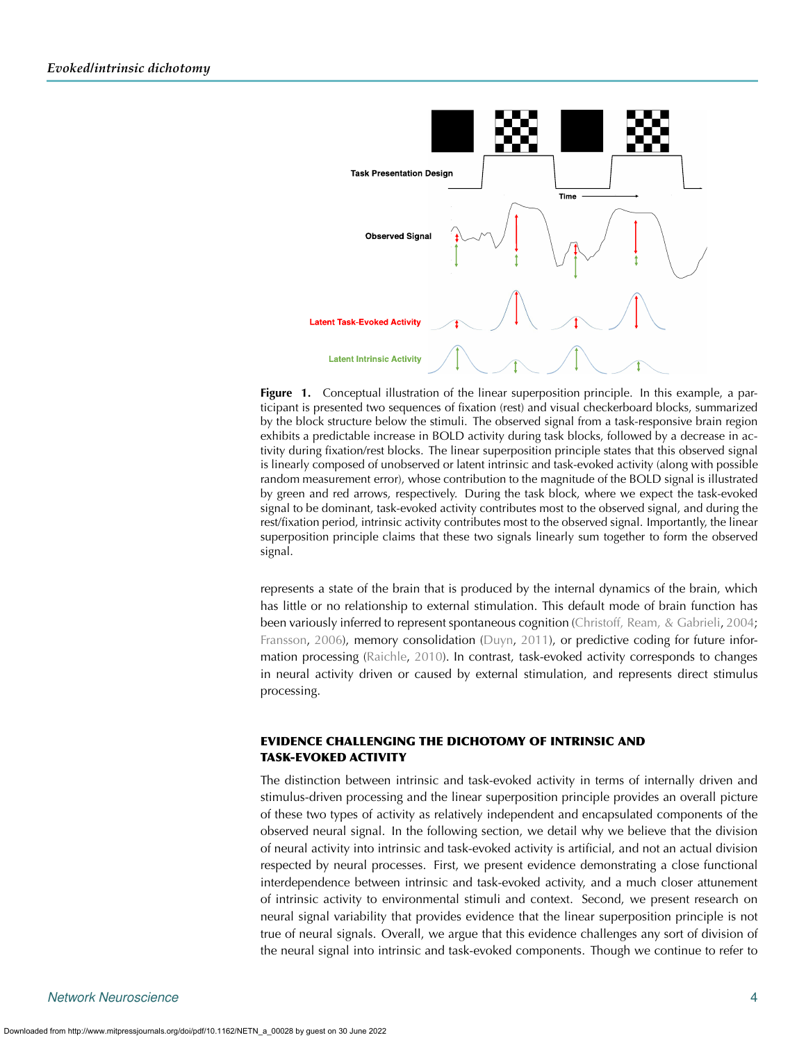**Figure 1.** Conceptual illustration of the linear superposition principle. In this example, a participant is presented two sequences of fixation (rest) and visual checkerboard blocks, summarized by the block structure below the stimuli. The observed signal from a task-responsive brain region exhibits a predictable increase in BOLD activity during task blocks, followed by a decrease in activity during fixation/rest blocks. The linear superposition principle states that this observed signal is linearly composed of unobserved or latent intrinsic and task-evoked activity (along with possible random measurement error), whose contribution to the magnitude of the BOLD signal is illustrated by green and red arrows, respectively. During the task block, where we expect the task-evoked signal to be dominant, task-evoked activity contributes most to the observed signal, and during the rest/fixation period, intrinsic activity contributes most to the observed signal. Importantly, the linear superposition principle claims that these two signals linearly sum together to form the observed signal.

represents a state of the brain that is produced by the internal dynamics of the brain, which has little or no relationship to external stimulation. This default mode of brain function has been variously inferred to represent spontaneous cognition (Christoff, Ream, & Gabrieli, 2004; Fransson, 2006), memory consolidation (Duyn, 2011), or predictive coding for future information processing (Raichle, 2010). In contrast, task-evoked activity corresponds to changes in neural activity driven or caused by external stimulation, and represents direct stimulus processing.

## EVIDENCE CHALLENGING THE DICHOTOMY OF INTRINSIC AND TASK-EVOKED ACTIVITY

The distinction between intrinsic and task-evoked activity in terms of internally driven and stimulus-driven processing and the linear superposition principle provides an overall picture of these two types of activity as relatively independent and encapsulated components of the observed neural signal. In the following section, we detail why we believe that the division of neural activity into intrinsic and task-evoked activity is artificial, and not an actual division respected by neural processes. First, we present evidence demonstrating a close functional interdependence between intrinsic and task-evoked activity, and a much closer attunement of intrinsic activity to environmental stimuli and context. Second, we present research on neural signal variability that provides evidence that the linear superposition principle is not true of neural signals. Overall, we argue that this evidence challenges any sort of division of the neural signal into intrinsic and task-evoked components. Though we continue to refer to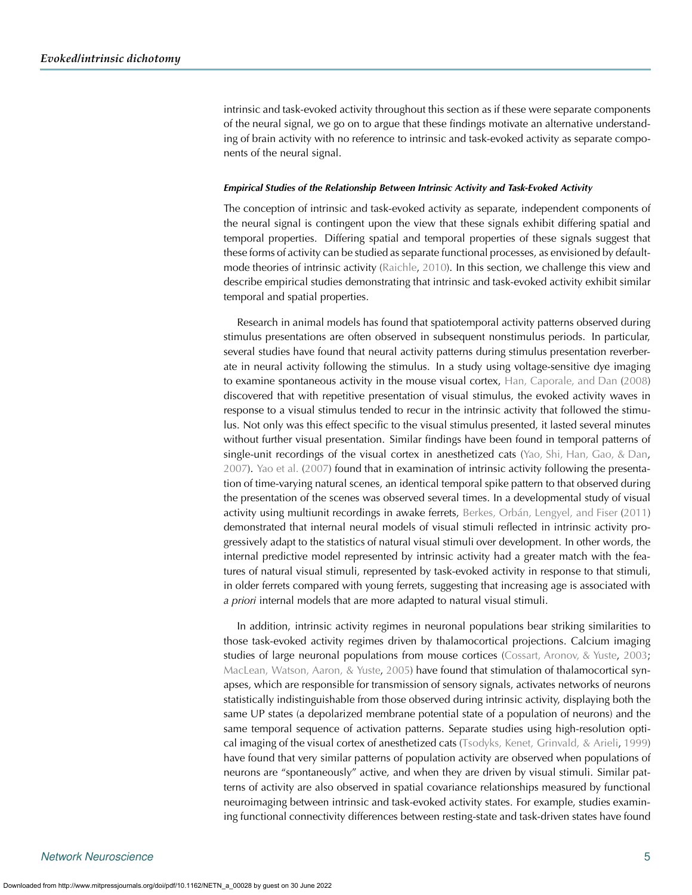intrinsic and task-evoked activity throughout this section as if these were separate components of the neural signal, we go on to argue that these findings motivate an alternative understanding of brain activity with no reference to intrinsic and task-evoked activity as separate components of the neural signal.

#### *Empirical Studies of the Relationship Between Intrinsic Activity and Task-Evoked Activity*

The conception of intrinsic and task-evoked activity as separate, independent components of the neural signal is contingent upon the view that these signals exhibit differing spatial and temporal properties. Differing spatial and temporal properties of these signals suggest that these forms of activity can be studied as separate functional processes, as envisioned by default-mode theories of intrinsic activity (Raichle, 2010). In this section, we challenge this view and describe empirical studies demonstrating that intrinsic and task-evoked activity exhibit similar temporal and spatial properties.

Research in animal models has found that spatiotemporal activity patterns observed during stimulus presentations are often observed in subsequent nonstimulus periods. In particular, several studies have found that neural activity patterns during stimulus presentation reverberate in neural activity following the stimulus. In a study using voltage-sensitive dye imaging to examine spontaneous activity in the mouse visual cortex, Han, Caporale, and Dan (2008) discovered that with repetitive presentation of visual stimulus, the evoked activity waves in response to a visual stimulus tended to recur in the intrinsic activity that followed the stimulus. Not only was this effect specific to the visual stimulus presented, it lasted several minutes without further visual presentation. Similar findings have been found in temporal patterns of single-unit recordings of the visual cortex in anesthetized cats (Yao, Shi, Han, Gao, & Dan, 2007). Yao et al. (2007) found that in examination of intrinsic activity following the presentation of time-varying natural scenes, an identical temporal spike pattern to that observed during the presentation of the scenes was observed several times. In a developmental study of visual activity using multiunit recordings in awake ferrets, Berkes, Orbán, Lengyel, and Fiser (2011) demonstrated that internal neural models of visual stimuli reflected in intrinsic activity progressively adapt to the statistics of natural visual stimuli over development. In other words, the internal predictive model represented by intrinsic activity had a greater match with the features of natural visual stimuli, represented by task-evoked activity in response to that stimuli, in older ferrets compared with young ferrets, suggesting that increasing age is associated with *a priori* internal models that are more adapted to natural visual stimuli.

In addition, intrinsic activity regimes in neuronal populations bear striking similarities to those task-evoked activity regimes driven by thalamocortical projections. Calcium imaging studies of large neuronal populations from mouse cortices (Cossart, Aronov, & Yuste, 2003; MacLean, Watson, Aaron, & Yuste, 2005) have found that stimulation of thalamocortical synapses, which are responsible for transmission of sensory signals, activates networks of neurons statistically indistinguishable from those observed during intrinsic activity, displaying both the same UP states (a depolarized membrane potential state of a population of neurons) and the same temporal sequence of activation patterns. Separate studies using high-resolution optical imaging of the visual cortex of anesthetized cats (Tsodyks, Kenet, Grinvald, & Arieli, 1999) have found that very similar patterns of population activity are observed when populations of neurons are "spontaneously" active, and when they are driven by visual stimuli. Similar patterns of activity are also observed in spatial covariance relationships measured by functional neuroimaging between intrinsic and task-evoked activity states. For example, studies examining functional connectivity differences between resting-state and task-driven states have found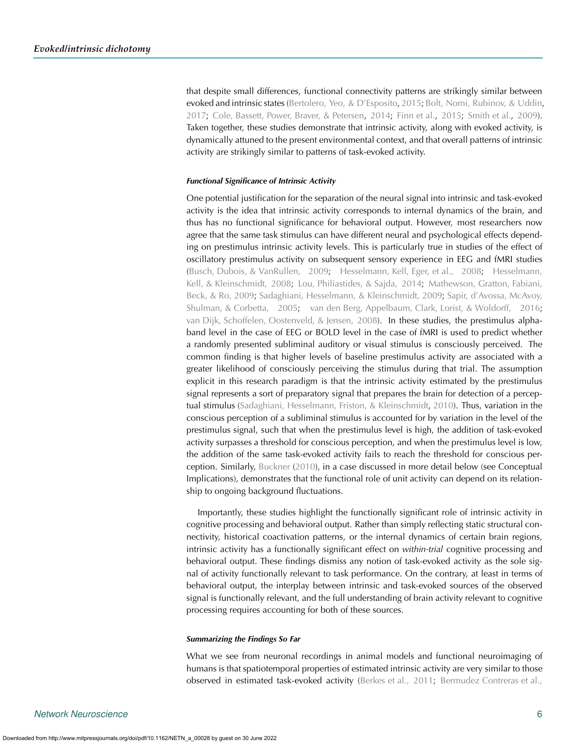that despite small differences, functional connectivity patterns are strikingly similar between evoked and intrinsic states (Bertolero, Yeo, & D'Esposito, 2015; Bolt, Nomi, Rubinov, & Uddin, 2017; Cole, Bassett, Power, Braver, & Petersen, 2014; Finn et al., 2015; Smith et al., 2009). Taken together, these studies demonstrate that intrinsic activity, along with evoked activity, is dynamically attuned to the present environmental context, and that overall patterns of intrinsic activity are strikingly similar to patterns of task-evoked activity.

#### Functional Significance of Intrinsic Activity

One potential justification for the separation of the neural signal into intrinsic and task-evoked activity is the idea that intrinsic activity corresponds to internal dynamics of the brain, and thus has no functional significance for behavioral output. However, most researchers now agree that the same task stimulus can have different neural and psychological effects depending on prestimulus intrinsic activity levels. This is particularly true in studies of the effect of oscillatory prestimulus activity on subsequent sensory experience in EEG and fMRI studies (Busch, Dubois, & VanRullen, 2009; Hesselmann, Kell, Eger, et al., 2008; Hesselmann, Kell, & Kleinschmidt, 2008; Lou, Philiastides, & Sajda, 2014; Mathewson, Gratton, Fabiani, Beck, & Ro, 2009; Sadaghiani, Hesselmann, & Kleinschmidt, 2009; Sapir, d'Avossa, McAvoy, Shulman, & Corbetta, 2005; van den Berg, Appelbaum, Clark, Lorist, & Woldorff, 2016; van Dijk, Schoffelen, Oostenveld, & Jensen, 2008). In these studies, the prestimulus alpha-band level in the case of EEG or BOLD level in the case of fMRI is used to predict whether a randomly presented subliminal auditory or visual stimulus is consciously perceived. The common finding is that higher levels of baseline prestimulus activity are associated with a greater likelihood of consciously perceiving the stimulus during that trial. The assumption explicit in this research paradigm is that the intrinsic activity estimated by the prestimulus signal represents a sort of preparatory signal that prepares the brain for detection of a perceptual stimulus (Sadaghiani, Hesselmann, Friston, & Kleinschmidt, 2010). Thus, variation in the conscious perception of a subliminal stimulus is accounted for by variation in the level of the prestimulus signal, such that when the prestimulus level is high, the addition of task-evoked activity surpasses a threshold for conscious perception, and when the prestimulus level is low, the addition of the same task-evoked activity fails to reach the threshold for conscious perception. Similarly, Buckner (2010), in a case discussed in more detail below (see Conceptual Implications), demonstrates that the functional role of unit activity can depend on its relationship to ongoing background fluctuations.

Importantly, these studies highlight the functionally significant role of intrinsic activity in cognitive processing and behavioral output. Rather than simply reflecting static structural connectivity, historical coactivation patterns, or the internal dynamics of certain brain regions, intrinsic activity has a functionally significant effect on *within-trial* cognitive processing and behavioral output. These findings dismiss any notion of task-evoked activity as the sole signal of activity functionally relevant to task performance. On the contrary, at least in terms of behavioral output, the interplay between intrinsic and task-evoked sources of the observed signal is functionally relevant, and the full understanding of brain activity relevant to cognitive processing requires accounting for both of these sources.

#### Summarizing the Findings So Far

What we see from neuronal recordings in animal models and functional neuroimaging of humans is that spatiotemporal properties of estimated intrinsic activity are very similar to those observed in estimated task-evoked activity (Berkes et al., 2011; Bermudez Contreras et al.,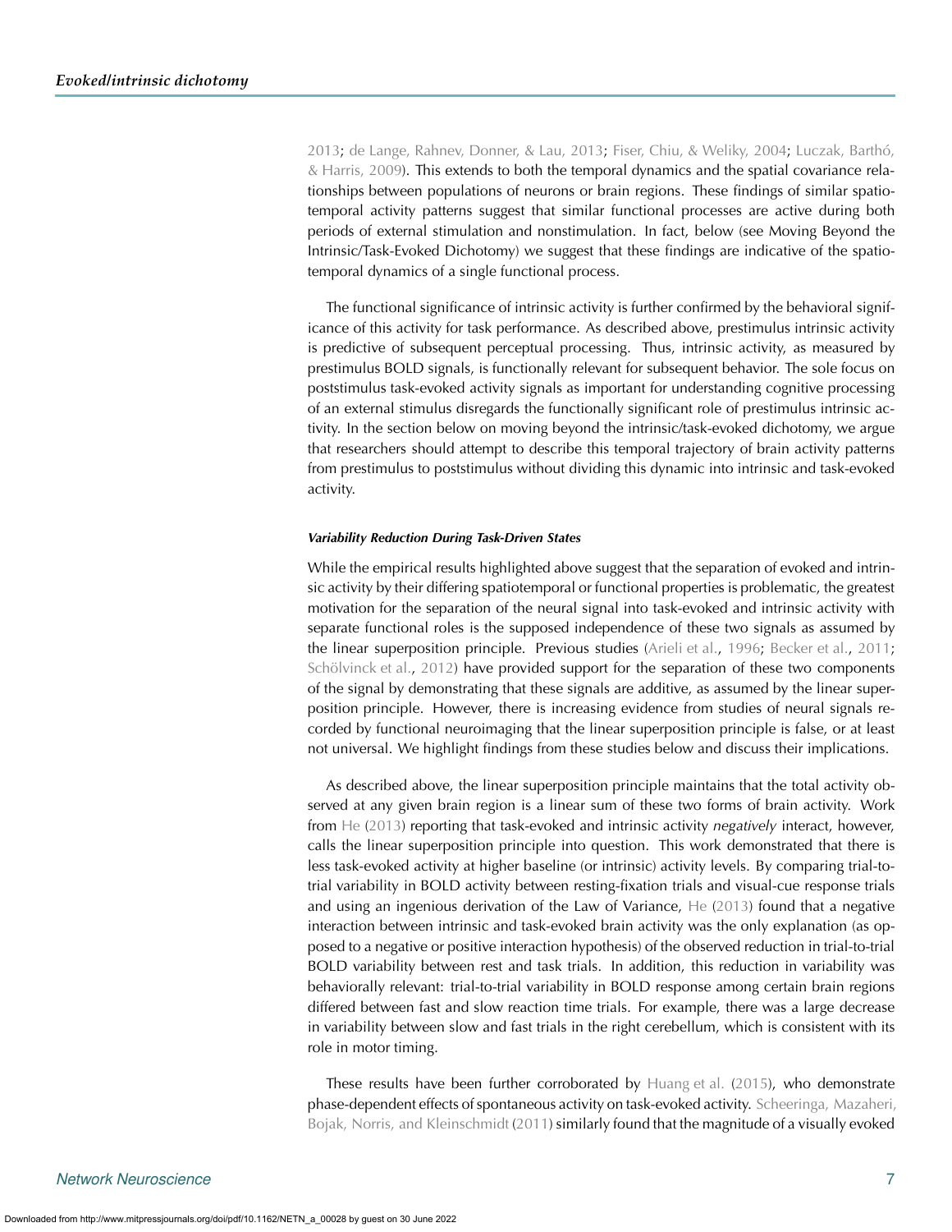2013; de Lange, Rahnev, Donner, & Lau, 2013; Fiser, Chiu, & Weliky, 2004; Luczak, Barthó, & Harris, 2009). This extends to both the temporal dynamics and the spatial covariance relationships between populations of neurons or brain regions. These findings of similar spatiotemporal activity patterns suggest that similar functional processes are active during both periods of external stimulation and nonstimulation. In fact, below (see Moving Beyond the Intrinsic/Task-Evoked Dichotomy) we suggest that these findings are indicative of the spatiotemporal dynamics of a single functional process.

The functional significance of intrinsic activity is further confirmed by the behavioral significance of this activity for task performance. As described above, prestimulus intrinsic activity is predictive of subsequent perceptual processing. Thus, intrinsic activity, as measured by prestimulus BOLD signals, is functionally relevant for subsequent behavior. The sole focus on poststimulus task-evoked activity signals as important for understanding cognitive processing of an external stimulus disregards the functionally significant role of prestimulus intrinsic activity. In the section below on moving beyond the intrinsic/task-evoked dichotomy, we argue that researchers should attempt to describe this temporal trajectory of brain activity patterns from prestimulus to poststimulus without dividing this dynamic into intrinsic and task-evoked activity.

#### *Variability Reduction During Task-Driven States*

While the empirical results highlighted above suggest that the separation of evoked and intrinsic activity by their differing spatiotemporal or functional properties is problematic, the greatest motivation for the separation of the neural signal into task-evoked and intrinsic activity with separate functional roles is the supposed independence of these two signals as assumed by the linear superposition principle. Previous studies (Arieli et al., 1996; Becker et al., 2011; Schölvinck et al., 2012) have provided support for the separation of these two components of the signal by demonstrating that these signals are additive, as assumed by the linear superposition principle. However, there is increasing evidence from studies of neural signals recorded by functional neuroimaging that the linear superposition principle is false, or at least not universal. We highlight findings from these studies below and discuss their implications.

As described above, the linear superposition principle maintains that the total activity observed at any given brain region is a linear sum of these two forms of brain activity. Work from He (2013) reporting that task-evoked and intrinsic activity *negatively* interact, however, calls the linear superposition principle into question. This work demonstrated that there is less task-evoked activity at higher baseline (or intrinsic) activity levels. By comparing trial-to-trial variability in BOLD activity between resting-fixation trials and visual-cue response trials and using an ingenious derivation of the Law of Variance, He (2013) found that a negative interaction between intrinsic and task-evoked brain activity was the only explanation (as opposed to a negative or positive interaction hypothesis) of the observed reduction in trial-to-trial BOLD variability between rest and task trials. In addition, this reduction in variability was behaviorally relevant: trial-to-trial variability in BOLD response among certain brain regions differed between fast and slow reaction time trials. For example, there was a large decrease in variability between slow and fast trials in the right cerebellum, which is consistent with its role in motor timing.

These results have been further corroborated by Huang et al. (2015), who demonstrate phase-dependent effects of spontaneous activity on task-evoked activity. Scheeringa, Mazaheri, Bojak, Norris, and Kleinschmidt (2011) similarly found that the magnitude of a visually evoked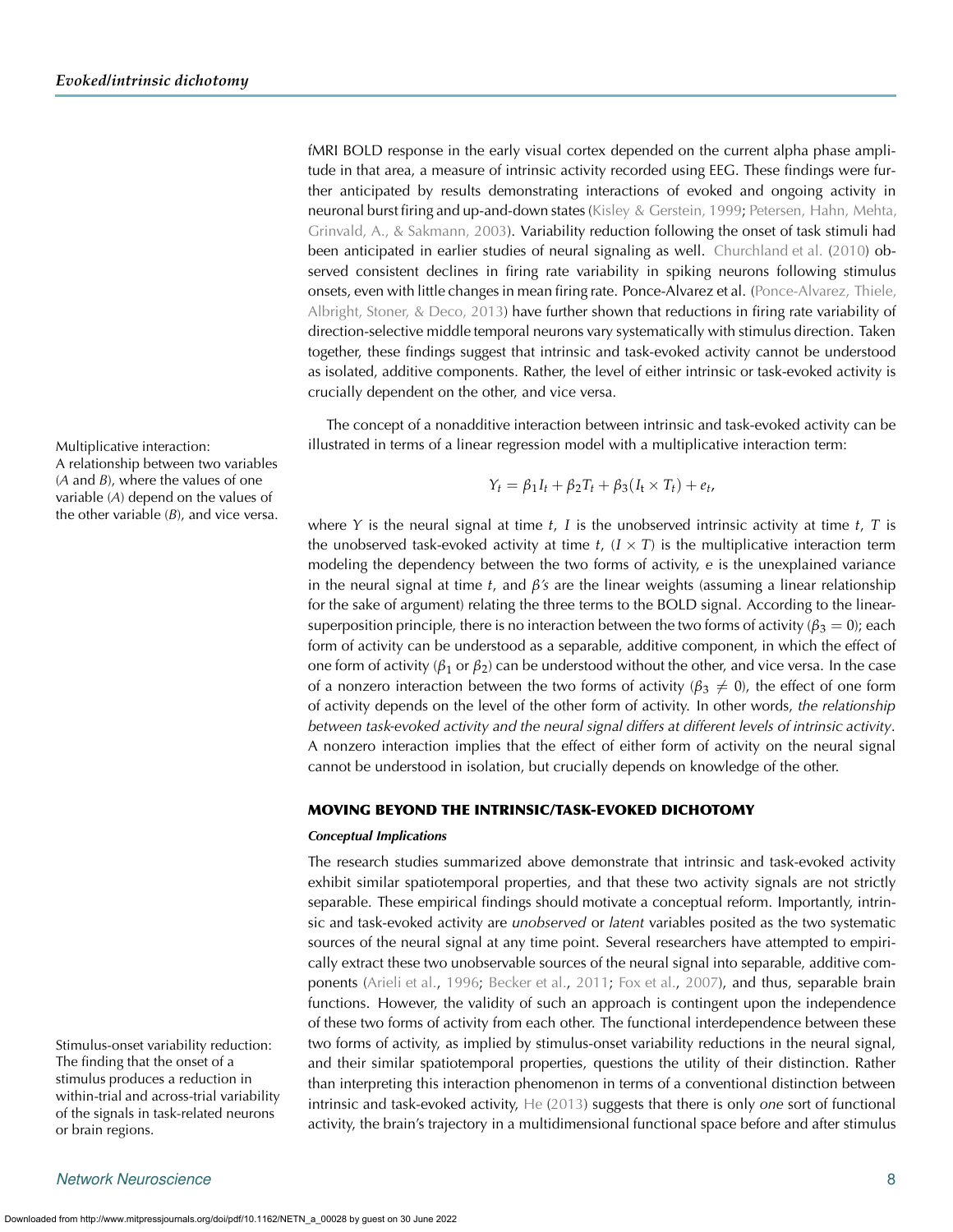fMRI BOLD response in the early visual cortex depended on the current alpha phase amplitude in that area, a measure of intrinsic activity recorded using EEG. These findings were further anticipated by results demonstrating interactions of evoked and ongoing activity in neuronal burst firing and up-and-down states (Kisley & Gerstein, 1999; Petersen, Hahn, Mehta, Grinvald, A., & Sakmann, 2003). Variability reduction following the onset of task stimuli had been anticipated in earlier studies of neural signaling as well. Churchland et al. (2010) observed consistent declines in firing rate variability in spiking neurons following stimulus onsets, even with little changes in mean firing rate. Ponce-Alvarez et al. (Ponce-Alvarez, Thiele, Albright, Stoner, & Deco, 2013) have further shown that reductions in firing rate variability of direction-selective middle temporal neurons vary systematically with stimulus direction. Taken together, these findings suggest that intrinsic and task-evoked activity cannot be understood as isolated, additive components. Rather, the level of either intrinsic or task-evoked activity is crucially dependent on the other, and vice versa.

Multiplicative interaction: A relationship between two variables (*A* and *B*), where the values of one variable (*A*) depend on the values of the other variable (*B*), and vice versa.

The concept of a nonadditive interaction between intrinsic and task-evoked activity can be illustrated in terms of a linear regression model with a multiplicative interaction term:

$$Y_t = \beta_1 I_t + \beta_2 T_t + \beta_3 (I_t \times T_t) + e_t,$$

where $Y$ is the neural signal at time $t$, $I$ is the unobserved intrinsic activity at time $t$, $T$ is the unobserved task-evoked activity at time $t$, $(I \times T)$ is the multiplicative interaction term modeling the dependency between the two forms of activity, $e$ is the unexplained variance in the neural signal at time $t$, and $\beta$*'s* are the linear weights (assuming a linear relationship for the sake of argument) relating the three terms to the BOLD signal. According to the linear-superposition principle, there is no interaction between the two forms of activity ($\beta_3 = 0$); each form of activity can be understood as a separable, additive component, in which the effect of one form of activity ($\beta_1$ or $\beta_2$) can be understood without the other, and vice versa. In the case of a nonzero interaction between the two forms of activity ($\beta_3 \neq 0$), the effect of one form of activity depends on the level of the other form of activity. In other words, *the relationship between task-evoked activity and the neural signal differs at different levels of intrinsic activity*. A nonzero interaction implies that the effect of either form of activity on the neural signal cannot be understood in isolation, but crucially depends on knowledge of the other.

## MOVING BEYOND THE INTRINSIC/TASK-EVOKED DICHOTOMY

### *Conceptual Implications*

The research studies summarized above demonstrate that intrinsic and task-evoked activity exhibit similar spatiotemporal properties, and that these two activity signals are not strictly separable. These empirical findings should motivate a conceptual reform. Importantly, intrinsic and task-evoked activity are *unobserved* or *latent* variables posited as the two systematic sources of the neural signal at any time point. Several researchers have attempted to empirically extract these two unobservable sources of the neural signal into separable, additive components (Arieli et al., 1996; Becker et al., 2011; Fox et al., 2007), and thus, separable brain functions. However, the validity of such an approach is contingent upon the independence of these two forms of activity from each other. The functional interdependence between these two forms of activity, as implied by stimulus-onset variability reductions in the neural signal, and their similar spatiotemporal properties, questions the utility of their distinction. Rather than interpreting this interaction phenomenon in terms of a conventional distinction between intrinsic and task-evoked activity, He (2013) suggests that there is only *one* sort of functional activity, the brain's trajectory in a multidimensional functional space before and after stimulus

Stimulus-onset variability reduction: The finding that the onset of a stimulus produces a reduction in within-trial and across-trial variability of the signals in task-related neurons or brain regions.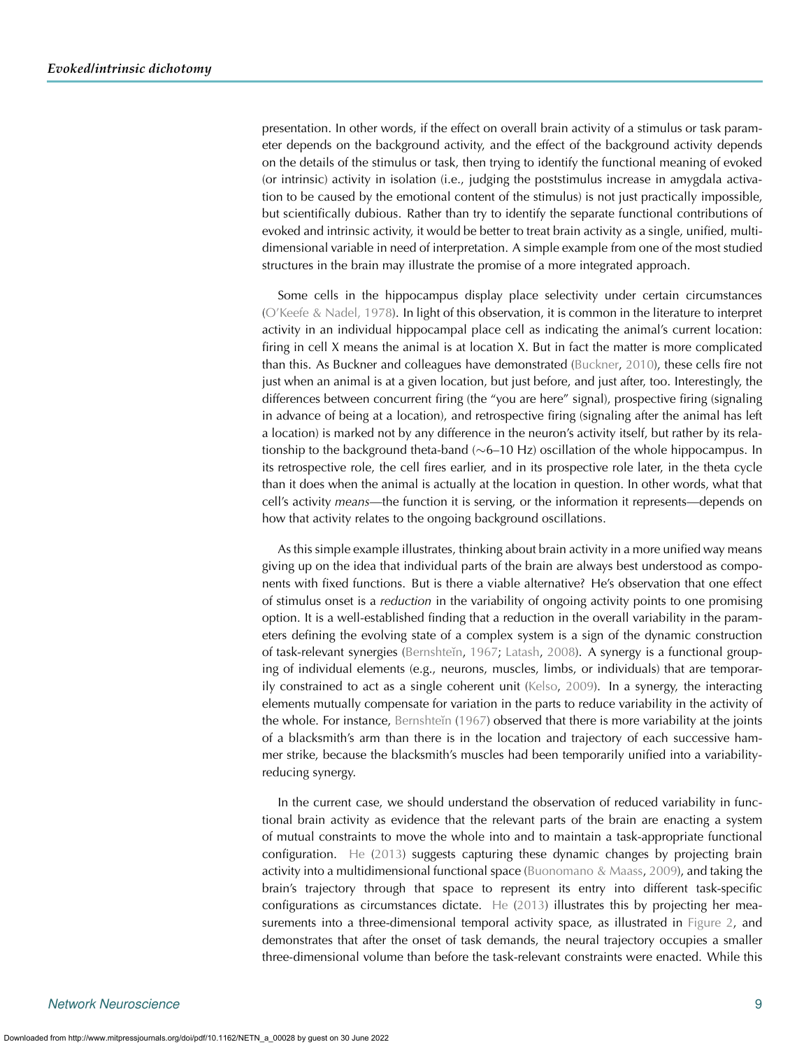presentation. In other words, if the effect on overall brain activity of a stimulus or task parameter depends on the background activity, and the effect of the background activity depends on the details of the stimulus or task, then trying to identify the functional meaning of evoked (or intrinsic) activity in isolation (i.e., judging the poststimulus increase in amygdala activation to be caused by the emotional content of the stimulus) is not just practically impossible, but scientifically dubious. Rather than try to identify the separate functional contributions of evoked and intrinsic activity, it would be better to treat brain activity as a single, unified, multidimensional variable in need of interpretation. A simple example from one of the most studied structures in the brain may illustrate the promise of a more integrated approach.

Some cells in the hippocampus display place selectivity under certain circumstances (O'Keefe & Nadel, 1978). In light of this observation, it is common in the literature to interpret activity in an individual hippocampal place cell as indicating the animal's current location: firing in cell X means the animal is at location X. But in fact the matter is more complicated than this. As Buckner and colleagues have demonstrated (Buckner, 2010), these cells fire not just when an animal is at a given location, but just before, and just after, too. Interestingly, the differences between concurrent firing (the "you are here" signal), prospective firing (signaling in advance of being at a location), and retrospective firing (signaling after the animal has left a location) is marked not by any difference in the neuron's activity itself, but rather by its relationship to the background theta-band (∼6–10 Hz) oscillation of the whole hippocampus. In its retrospective role, the cell fires earlier, and in its prospective role later, in the theta cycle than it does when the animal is actually at the location in question. In other words, what that cell's activity *means*—the function it is serving, or the information it represents—depends on how that activity relates to the ongoing background oscillations.

As this simple example illustrates, thinking about brain activity in a more unified way means giving up on the idea that individual parts of the brain are always best understood as components with fixed functions. But is there a viable alternative? He's observation that one effect of stimulus onset is a *reduction* in the variability of ongoing activity points to one promising option. It is a well-established finding that a reduction in the overall variability in the parameters defining the evolving state of a complex system is a sign of the dynamic construction of task-relevant synergies (Bernshteĭn, 1967; Latash, 2008). A synergy is a functional grouping of individual elements (e.g., neurons, muscles, limbs, or individuals) that are temporarily constrained to act as a single coherent unit (Kelso, 2009). In a synergy, the interacting elements mutually compensate for variation in the parts to reduce variability in the activity of the whole. For instance, Bernshteĭn (1967) observed that there is more variability at the joints of a blacksmith's arm than there is in the location and trajectory of each successive hammer strike, because the blacksmith's muscles had been temporarily unified into a variability-reducing synergy.

In the current case, we should understand the observation of reduced variability in functional brain activity as evidence that the relevant parts of the brain are enacting a system of mutual constraints to move the whole into and to maintain a task-appropriate functional configuration. He (2013) suggests capturing these dynamic changes by projecting brain activity into a multidimensional functional space (Buonomano & Maass, 2009), and taking the brain's trajectory through that space to represent its entry into different task-specific configurations as circumstances dictate. He (2013) illustrates this by projecting her measurements into a three-dimensional temporal activity space, as illustrated in Figure 2, and demonstrates that after the onset of task demands, the neural trajectory occupies a smaller three-dimensional volume than before the task-relevant constraints were enacted. While this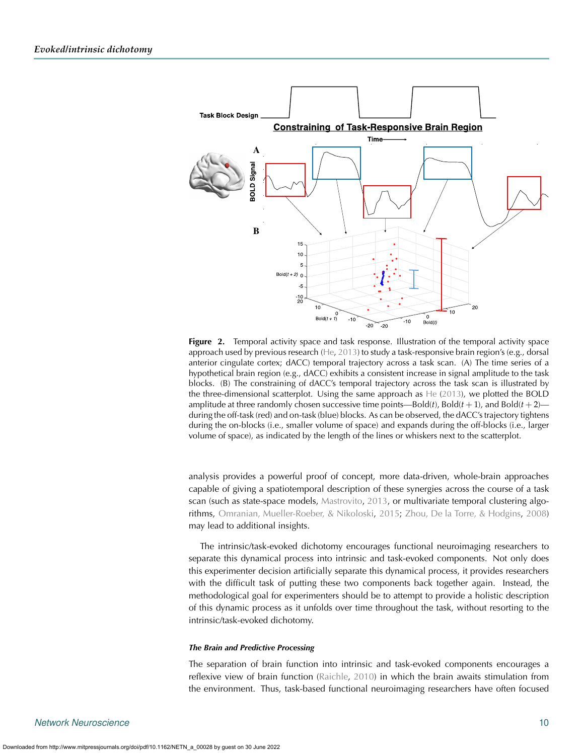**Figure 2.** Temporal activity space and task response. Illustration of the temporal activity space approach used by previous research (He, 2013) to study a task-responsive brain region's (e.g., dorsal anterior cingulate cortex; dACC) temporal trajectory across a task scan. (A) The time series of a hypothetical brain region (e.g., dACC) exhibits a consistent increase in signal amplitude to the task blocks. (B) The constraining of dACC's temporal trajectory across the task scan is illustrated by the three-dimensional scatterplot. Using the same approach as He (2013), we plotted the BOLD amplitude at three randomly chosen successive time points—Bold($t$), Bold($t + 1$), and Bold($t + 2$)—during the off-task (red) and on-task (blue) blocks. As can be observed, the dACC's trajectory tightens during the on-blocks (i.e., smaller volume of space) and expands during the off-blocks (i.e., larger volume of space), as indicated by the length of the lines or whiskers next to the scatterplot.

analysis provides a powerful proof of concept, more data-driven, whole-brain approaches capable of giving a spatiotemporal description of these synergies across the course of a task scan (such as state-space models, Mastrovito, 2013, or multivariate temporal clustering algorithms, Omranian, Mueller-Roeber, & Nikoloski, 2015; Zhou, De la Torre, & Hodgins, 2008) may lead to additional insights.

The intrinsic/task-evoked dichotomy encourages functional neuroimaging researchers to separate this dynamical process into intrinsic and task-evoked components. Not only does this experimenter decision artificially separate this dynamical process, it provides researchers with the difficult task of putting these two components back together again. Instead, the methodological goal for experimenters should be to attempt to provide a holistic description of this dynamic process as it unfolds over time throughout the task, without resorting to the intrinsic/task-evoked dichotomy.

#### *The Brain and Predictive Processing*

The separation of brain function into intrinsic and task-evoked components encourages a reflexive view of brain function (Raichle, 2010) in which the brain awaits stimulation from the environment. Thus, task-based functional neuroimaging researchers have often focused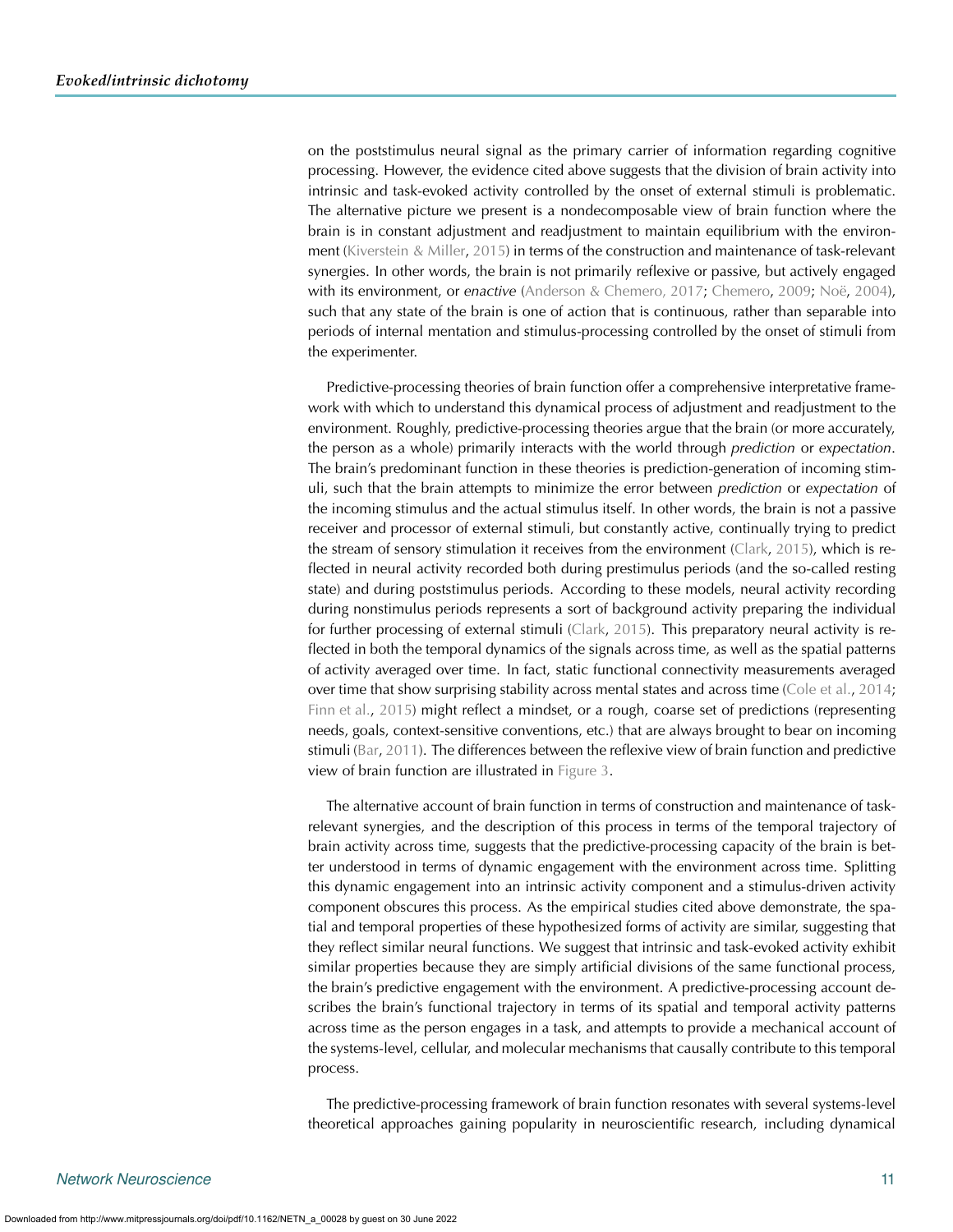on the poststimulus neural signal as the primary carrier of information regarding cognitive processing. However, the evidence cited above suggests that the division of brain activity into intrinsic and task-evoked activity controlled by the onset of external stimuli is problematic. The alternative picture we present is a nondecomposable view of brain function where the brain is in constant adjustment and readjustment to maintain equilibrium with the environment (Kiverstein & Miller, 2015) in terms of the construction and maintenance of task-relevant synergies. In other words, the brain is not primarily reflexive or passive, but actively engaged with its environment, or *enactive* (Anderson & Chemero, 2017; Chemero, 2009; Noë, 2004), such that any state of the brain is one of action that is continuous, rather than separable into periods of internal mentation and stimulus-processing controlled by the onset of stimuli from the experimenter.

Predictive-processing theories of brain function offer a comprehensive interpretative framework with which to understand this dynamical process of adjustment and readjustment to the environment. Roughly, predictive-processing theories argue that the brain (or more accurately, the person as a whole) primarily interacts with the world through *prediction* or *expectation*. The brain's predominant function in these theories is prediction-generation of incoming stimuli, such that the brain attempts to minimize the error between *prediction* or *expectation* of the incoming stimulus and the actual stimulus itself. In other words, the brain is not a passive receiver and processor of external stimuli, but constantly active, continually trying to predict the stream of sensory stimulation it receives from the environment (Clark, 2015), which is reflected in neural activity recorded both during prestimulus periods (and the so-called resting state) and during poststimulus periods. According to these models, neural activity recording during nonstimulus periods represents a sort of background activity preparing the individual for further processing of external stimuli (Clark, 2015). This preparatory neural activity is reflected in both the temporal dynamics of the signals across time, as well as the spatial patterns of activity averaged over time. In fact, static functional connectivity measurements averaged over time that show surprising stability across mental states and across time (Cole et al., 2014; Finn et al., 2015) might reflect a mindset, or a rough, coarse set of predictions (representing needs, goals, context-sensitive conventions, etc.) that are always brought to bear on incoming stimuli (Bar, 2011). The differences between the reflexive view of brain function and predictive view of brain function are illustrated in Figure 3.

The alternative account of brain function in terms of construction and maintenance of task-relevant synergies, and the description of this process in terms of the temporal trajectory of brain activity across time, suggests that the predictive-processing capacity of the brain is better understood in terms of dynamic engagement with the environment across time. Splitting this dynamic engagement into an intrinsic activity component and a stimulus-driven activity component obscures this process. As the empirical studies cited above demonstrate, the spatial and temporal properties of these hypothesized forms of activity are similar, suggesting that they reflect similar neural functions. We suggest that intrinsic and task-evoked activity exhibit similar properties because they are simply artificial divisions of the same functional process, the brain's predictive engagement with the environment. A predictive-processing account describes the brain's functional trajectory in terms of its spatial and temporal activity patterns across time as the person engages in a task, and attempts to provide a mechanical account of the systems-level, cellular, and molecular mechanisms that causally contribute to this temporal process.

The predictive-processing framework of brain function resonates with several systems-level theoretical approaches gaining popularity in neuroscientific research, including dynamical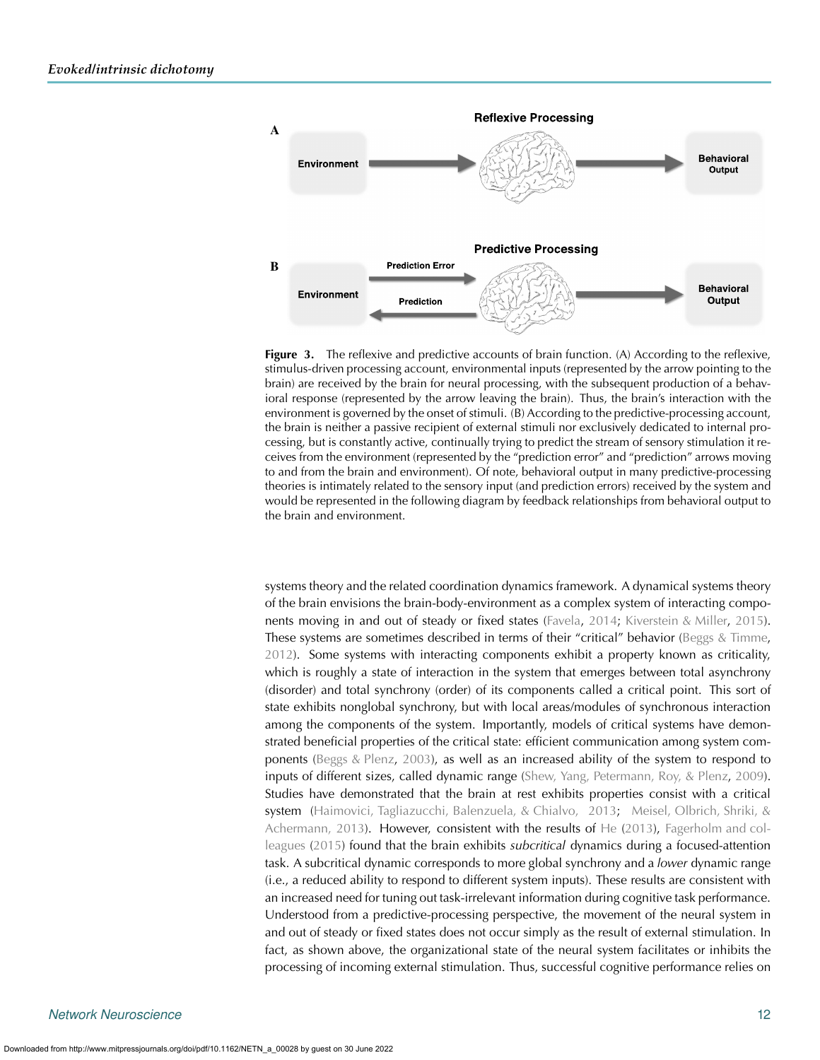**Figure 3.** The reflexive and predictive accounts of brain function. (A) According to the reflexive, stimulus-driven processing account, environmental inputs (represented by the arrow pointing to the brain) are received by the brain for neural processing, with the subsequent production of a behavioral response (represented by the arrow leaving the brain). Thus, the brain's interaction with the environment is governed by the onset of stimuli. (B) According to the predictive-processing account, the brain is neither a passive recipient of external stimuli nor exclusively dedicated to internal processing, but is constantly active, continually trying to predict the stream of sensory stimulation it receives from the environment (represented by the "prediction error" and "prediction" arrows moving to and from the brain and environment). Of note, behavioral output in many predictive-processing theories is intimately related to the sensory input (and prediction errors) received by the system and would be represented in the following diagram by feedback relationships from behavioral output to the brain and environment.

systems theory and the related coordination dynamics framework. A dynamical systems theory of the brain envisions the brain-body-environment as a complex system of interacting components moving in and out of steady or fixed states (Favela, 2014; Kiverstein & Miller, 2015). These systems are sometimes described in terms of their "critical" behavior (Beggs & Timme, 2012). Some systems with interacting components exhibit a property known as criticality, which is roughly a state of interaction in the system that emerges between total asynchrony (disorder) and total synchrony (order) of its components called a critical point. This sort of state exhibits nonglobal synchrony, but with local areas/modules of synchronous interaction among the components of the system. Importantly, models of critical systems have demonstrated beneficial properties of the critical state: efficient communication among system components (Beggs & Plenz, 2003), as well as an increased ability of the system to respond to inputs of different sizes, called dynamic range (Shew, Yang, Petermann, Roy, & Plenz, 2009). Studies have demonstrated that the brain at rest exhibits properties consist with a critical system (Haimovici, Tagliazucchi, Balenzuela, & Chialvo, 2013; Meisel, Olbrich, Shriki, & Achermann, 2013). However, consistent with the results of He (2013), Fagerholm and colleagues (2015) found that the brain exhibits *subcritical* dynamics during a focused-attention task. A subcritical dynamic corresponds to more global synchrony and a *lower* dynamic range (i.e., a reduced ability to respond to different system inputs). These results are consistent with an increased need for tuning out task-irrelevant information during cognitive task performance. Understood from a predictive-processing perspective, the movement of the neural system in and out of steady or fixed states does not occur simply as the result of external stimulation. In fact, as shown above, the organizational state of the neural system facilitates or inhibits the processing of incoming external stimulation. Thus, successful cognitive performance relies on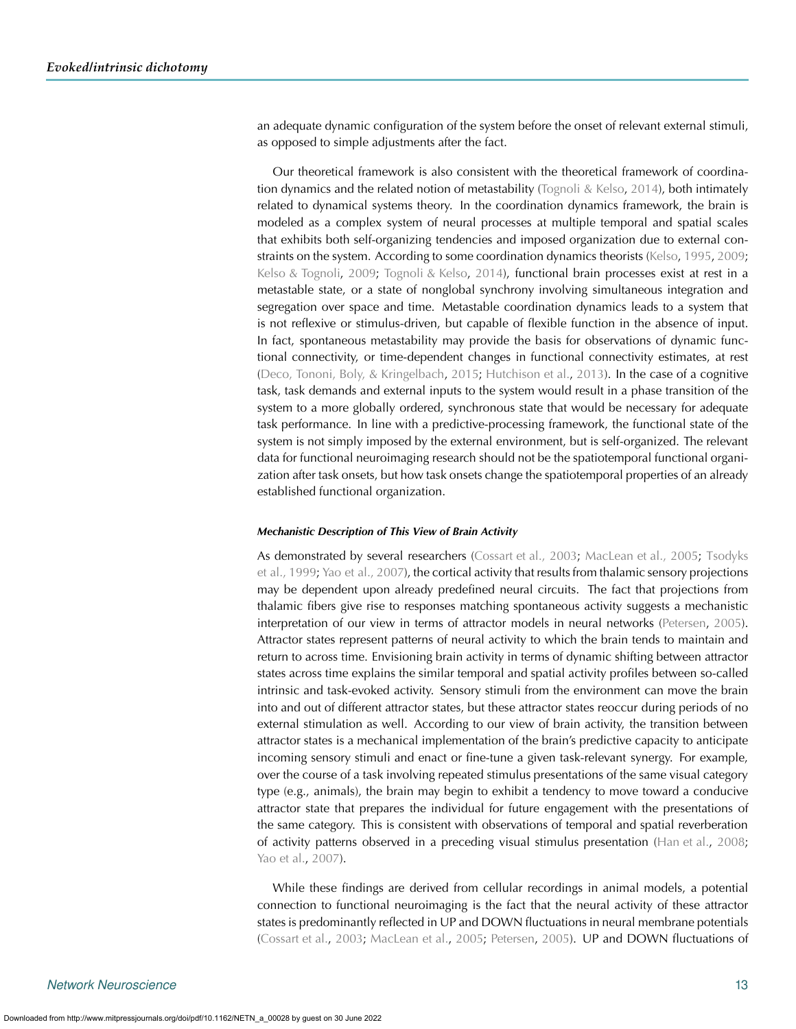an adequate dynamic configuration of the system before the onset of relevant external stimuli, as opposed to simple adjustments after the fact.

Our theoretical framework is also consistent with the theoretical framework of coordination dynamics and the related notion of metastability (Tognoli & Kelso, 2014), both intimately related to dynamical systems theory. In the coordination dynamics framework, the brain is modeled as a complex system of neural processes at multiple temporal and spatial scales that exhibits both self-organizing tendencies and imposed organization due to external constraints on the system. According to some coordination dynamics theorists (Kelso, 1995, 2009; Kelso & Tognoli, 2009; Tognoli & Kelso, 2014), functional brain processes exist at rest in a metastable state, or a state of nonglobal synchrony involving simultaneous integration and segregation over space and time. Metastable coordination dynamics leads to a system that is not reflexive or stimulus-driven, but capable of flexible function in the absence of input. In fact, spontaneous metastability may provide the basis for observations of dynamic functional connectivity, or time-dependent changes in functional connectivity estimates, at rest (Deco, Tononi, Boly, & Kringelbach, 2015; Hutchison et al., 2013). In the case of a cognitive task, task demands and external inputs to the system would result in a phase transition of the system to a more globally ordered, synchronous state that would be necessary for adequate task performance. In line with a predictive-processing framework, the functional state of the system is not simply imposed by the external environment, but is self-organized. The relevant data for functional neuroimaging research should not be the spatiotemporal functional organization after task onsets, but how task onsets change the spatiotemporal properties of an already established functional organization.

#### *Mechanistic Description of This View of Brain Activity*

As demonstrated by several researchers (Cossart et al., 2003; MacLean et al., 2005; Tsodyks et al., 1999; Yao et al., 2007), the cortical activity that results from thalamic sensory projections may be dependent upon already predefined neural circuits. The fact that projections from thalamic fibers give rise to responses matching spontaneous activity suggests a mechanistic interpretation of our view in terms of attractor models in neural networks (Petersen, 2005). Attractor states represent patterns of neural activity to which the brain tends to maintain and return to across time. Envisioning brain activity in terms of dynamic shifting between attractor states across time explains the similar temporal and spatial activity profiles between so-called intrinsic and task-evoked activity. Sensory stimuli from the environment can move the brain into and out of different attractor states, but these attractor states reoccur during periods of no external stimulation as well. According to our view of brain activity, the transition between attractor states is a mechanical implementation of the brain's predictive capacity to anticipate incoming sensory stimuli and enact or fine-tune a given task-relevant synergy. For example, over the course of a task involving repeated stimulus presentations of the same visual category type (e.g., animals), the brain may begin to exhibit a tendency to move toward a conducive attractor state that prepares the individual for future engagement with the presentations of the same category. This is consistent with observations of temporal and spatial reverberation of activity patterns observed in a preceding visual stimulus presentation (Han et al., 2008; Yao et al., 2007).

While these findings are derived from cellular recordings in animal models, a potential connection to functional neuroimaging is the fact that the neural activity of these attractor states is predominantly reflected in UP and DOWN fluctuations in neural membrane potentials (Cossart et al., 2003; MacLean et al., 2005; Petersen, 2005). UP and DOWN fluctuations of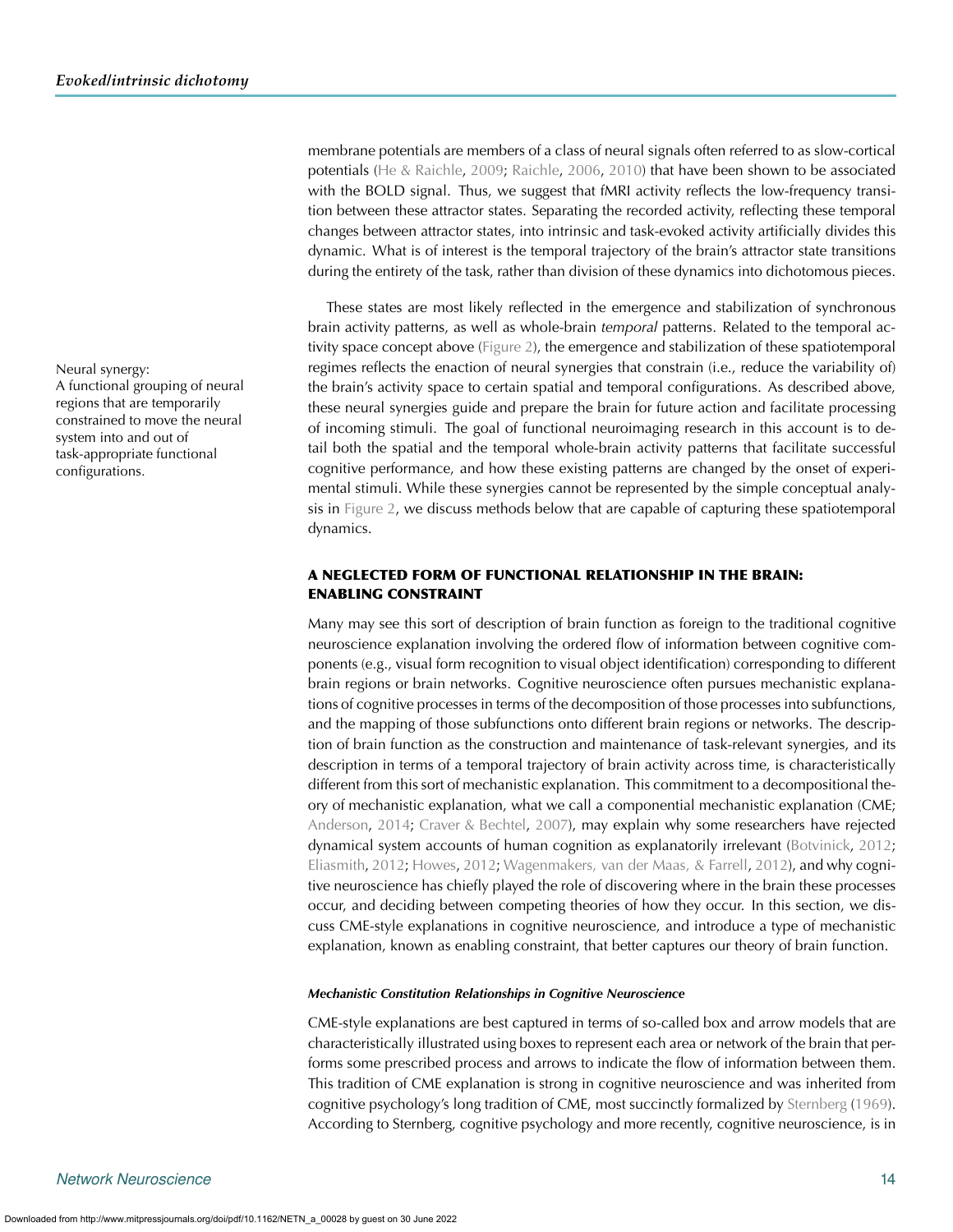membrane potentials are members of a class of neural signals often referred to as slow-cortical potentials (He & Raichle, 2009; Raichle, 2006, 2010) that have been shown to be associated with the BOLD signal. Thus, we suggest that fMRI activity reflects the low-frequency transition between these attractor states. Separating the recorded activity, reflecting these temporal changes between attractor states, into intrinsic and task-evoked activity artificially divides this dynamic. What is of interest is the temporal trajectory of the brain's attractor state transitions during the entirety of the task, rather than division of these dynamics into dichotomous pieces.

These states are most likely reflected in the emergence and stabilization of synchronous brain activity patterns, as well as whole-brain *temporal* patterns. Related to the temporal activity space concept above (Figure 2), the emergence and stabilization of these spatiotemporal regimes reflects the enaction of neural synergies that constrain (i.e., reduce the variability of) the brain's activity space to certain spatial and temporal configurations. As described above, these neural synergies guide and prepare the brain for future action and facilitate processing of incoming stimuli. The goal of functional neuroimaging research in this account is to detail both the spatial and the temporal whole-brain activity patterns that facilitate successful cognitive performance, and how these existing patterns are changed by the onset of experimental stimuli. While these synergies cannot be represented by the simple conceptual analysis in Figure 2, we discuss methods below that are capable of capturing these spatiotemporal dynamics.

Neural synergy:
A functional grouping of neural regions that are temporarily constrained to move the neural system into and out of task-appropriate functional configurations.

## A NEGLECTED FORM OF FUNCTIONAL RELATIONSHIP IN THE BRAIN: ENABLING CONSTRAINT

Many may see this sort of description of brain function as foreign to the traditional cognitive neuroscience explanation involving the ordered flow of information between cognitive components (e.g., visual form recognition to visual object identification) corresponding to different brain regions or brain networks. Cognitive neuroscience often pursues mechanistic explanations of cognitive processes in terms of the decomposition of those processes into subfunctions, and the mapping of those subfunctions onto different brain regions or networks. The description of brain function as the construction and maintenance of task-relevant synergies, and its description in terms of a temporal trajectory of brain activity across time, is characteristically different from this sort of mechanistic explanation. This commitment to a decompositional theory of mechanistic explanation, what we call a componential mechanistic explanation (CME; Anderson, 2014; Craver & Bechtel, 2007), may explain why some researchers have rejected dynamical system accounts of human cognition as explanatorily irrelevant (Botvinick, 2012; Eliasmith, 2012; Howes, 2012; Wagenmakers, van der Maas, & Farrell, 2012), and why cognitive neuroscience has chiefly played the role of discovering where in the brain these processes occur, and deciding between competing theories of how they occur. In this section, we discuss CME-style explanations in cognitive neuroscience, and introduce a type of mechanistic explanation, known as enabling constraint, that better captures our theory of brain function.

### *Mechanistic Constitution Relationships in Cognitive Neuroscience*

CME-style explanations are best captured in terms of so-called box and arrow models that are characteristically illustrated using boxes to represent each area or network of the brain that performs some prescribed process and arrows to indicate the flow of information between them. This tradition of CME explanation is strong in cognitive neuroscience and was inherited from cognitive psychology's long tradition of CME, most succinctly formalized by Sternberg (1969). According to Sternberg, cognitive psychology and more recently, cognitive neuroscience, is in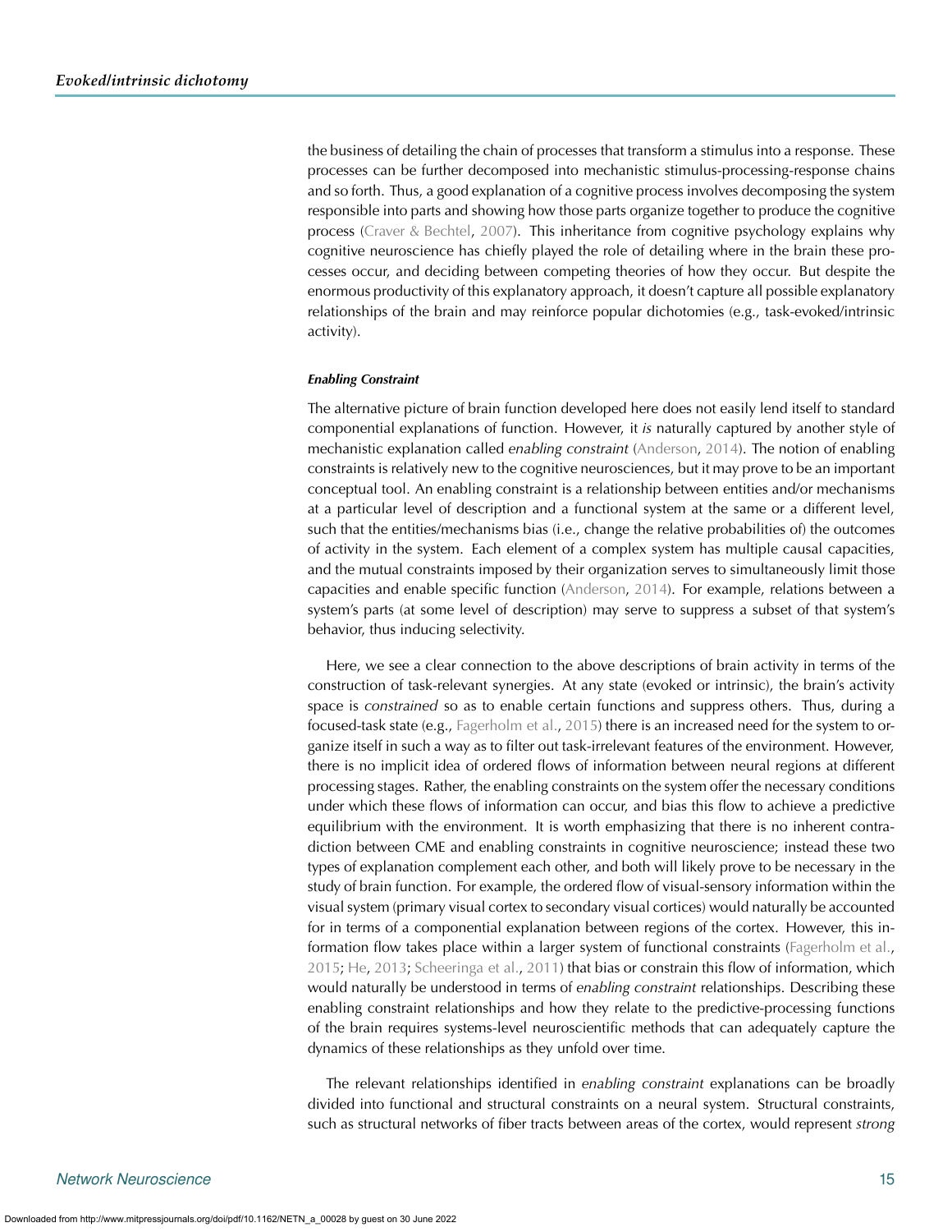the business of detailing the chain of processes that transform a stimulus into a response. These processes can be further decomposed into mechanistic stimulus-processing-response chains and so forth. Thus, a good explanation of a cognitive process involves decomposing the system responsible into parts and showing how those parts organize together to produce the cognitive process (Craver & Bechtel, 2007). This inheritance from cognitive psychology explains why cognitive neuroscience has chiefly played the role of detailing where in the brain these processes occur, and deciding between competing theories of how they occur. But despite the enormous productivity of this explanatory approach, it doesn't capture all possible explanatory relationships of the brain and may reinforce popular dichotomies (e.g., task-evoked/intrinsic activity).

#### *Enabling Constraint*

The alternative picture of brain function developed here does not easily lend itself to standard componential explanations of function. However, it *is* naturally captured by another style of mechanistic explanation called *enabling constraint* (Anderson, 2014). The notion of enabling constraints is relatively new to the cognitive neurosciences, but it may prove to be an important conceptual tool. An enabling constraint is a relationship between entities and/or mechanisms at a particular level of description and a functional system at the same or a different level, such that the entities/mechanisms bias (i.e., change the relative probabilities of) the outcomes of activity in the system. Each element of a complex system has multiple causal capacities, and the mutual constraints imposed by their organization serves to simultaneously limit those capacities and enable specific function (Anderson, 2014). For example, relations between a system's parts (at some level of description) may serve to suppress a subset of that system's behavior, thus inducing selectivity.

Here, we see a clear connection to the above descriptions of brain activity in terms of the construction of task-relevant synergies. At any state (evoked or intrinsic), the brain's activity space is *constrained* so as to enable certain functions and suppress others. Thus, during a focused-task state (e.g., Fagerholm et al., 2015) there is an increased need for the system to organize itself in such a way as to filter out task-irrelevant features of the environment. However, there is no implicit idea of ordered flows of information between neural regions at different processing stages. Rather, the enabling constraints on the system offer the necessary conditions under which these flows of information can occur, and bias this flow to achieve a predictive equilibrium with the environment. It is worth emphasizing that there is no inherent contradiction between CME and enabling constraints in cognitive neuroscience; instead these two types of explanation complement each other, and both will likely prove to be necessary in the study of brain function. For example, the ordered flow of visual-sensory information within the visual system (primary visual cortex to secondary visual cortices) would naturally be accounted for in terms of a componential explanation between regions of the cortex. However, this information flow takes place within a larger system of functional constraints (Fagerholm et al., 2015; He, 2013; Scheeringa et al., 2011) that bias or constrain this flow of information, which would naturally be understood in terms of *enabling constraint* relationships. Describing these enabling constraint relationships and how they relate to the predictive-processing functions of the brain requires systems-level neuroscientific methods that can adequately capture the dynamics of these relationships as they unfold over time.

The relevant relationships identified in *enabling constraint* explanations can be broadly divided into functional and structural constraints on a neural system. Structural constraints, such as structural networks of fiber tracts between areas of the cortex, would represent *strong*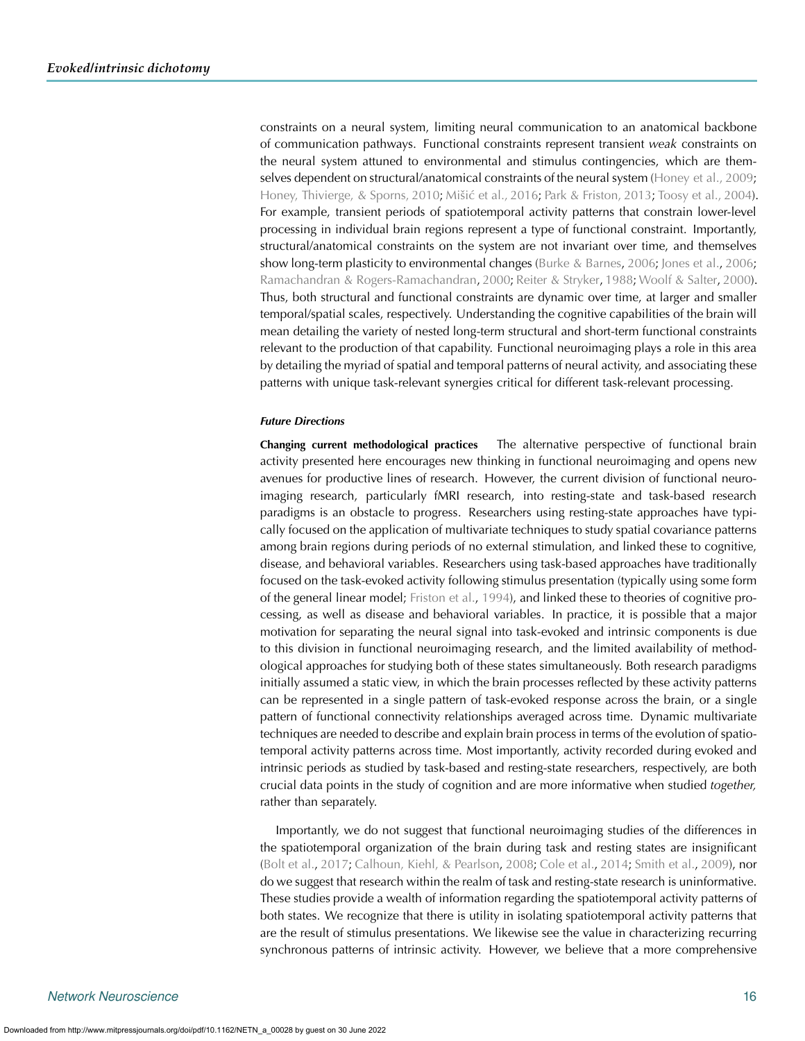constraints on a neural system, limiting neural communication to an anatomical backbone of communication pathways. Functional constraints represent transient *weak* constraints on the neural system attuned to environmental and stimulus contingencies, which are themselves dependent on structural/anatomical constraints of the neural system (Honey et al., 2009; Honey, Thivierge, & Sporns, 2010; Mišić et al., 2016; Park & Friston, 2013; Toosy et al., 2004). For example, transient periods of spatiotemporal activity patterns that constrain lower-level processing in individual brain regions represent a type of functional constraint. Importantly, structural/anatomical constraints on the system are not invariant over time, and themselves show long-term plasticity to environmental changes (Burke & Barnes, 2006; Jones et al., 2006; Ramachandran & Rogers-Ramachandran, 2000; Reiter & Stryker, 1988; Woolf & Salter, 2000). Thus, both structural and functional constraints are dynamic over time, at larger and smaller temporal/spatial scales, respectively. Understanding the cognitive capabilities of the brain will mean detailing the variety of nested long-term structural and short-term functional constraints relevant to the production of that capability. Functional neuroimaging plays a role in this area by detailing the myriad of spatial and temporal patterns of neural activity, and associating these patterns with unique task-relevant synergies critical for different task-relevant processing.

#### *Future Directions*

**Changing current methodological practices** The alternative perspective of functional brain activity presented here encourages new thinking in functional neuroimaging and opens new avenues for productive lines of research. However, the current division of functional neuroimaging research, particularly fMRI research, into resting-state and task-based research paradigms is an obstacle to progress. Researchers using resting-state approaches have typically focused on the application of multivariate techniques to study spatial covariance patterns among brain regions during periods of no external stimulation, and linked these to cognitive, disease, and behavioral variables. Researchers using task-based approaches have traditionally focused on the task-evoked activity following stimulus presentation (typically using some form of the general linear model; Friston et al., 1994), and linked these to theories of cognitive processing, as well as disease and behavioral variables. In practice, it is possible that a major motivation for separating the neural signal into task-evoked and intrinsic components is due to this division in functional neuroimaging research, and the limited availability of methodological approaches for studying both of these states simultaneously. Both research paradigms initially assumed a static view, in which the brain processes reflected by these activity patterns can be represented in a single pattern of task-evoked response across the brain, or a single pattern of functional connectivity relationships averaged across time. Dynamic multivariate techniques are needed to describe and explain brain process in terms of the evolution of spatiotemporal activity patterns across time. Most importantly, activity recorded during evoked and intrinsic periods as studied by task-based and resting-state researchers, respectively, are both crucial data points in the study of cognition and are more informative when studied *together,* rather than separately.

Importantly, we do not suggest that functional neuroimaging studies of the differences in the spatiotemporal organization of the brain during task and resting states are insignificant (Bolt et al., 2017; Calhoun, Kiehl, & Pearlson, 2008; Cole et al., 2014; Smith et al., 2009), nor do we suggest that research within the realm of task and resting-state research is uninformative. These studies provide a wealth of information regarding the spatiotemporal activity patterns of both states. We recognize that there is utility in isolating spatiotemporal activity patterns that are the result of stimulus presentations. We likewise see the value in characterizing recurring synchronous patterns of intrinsic activity. However, we believe that a more comprehensive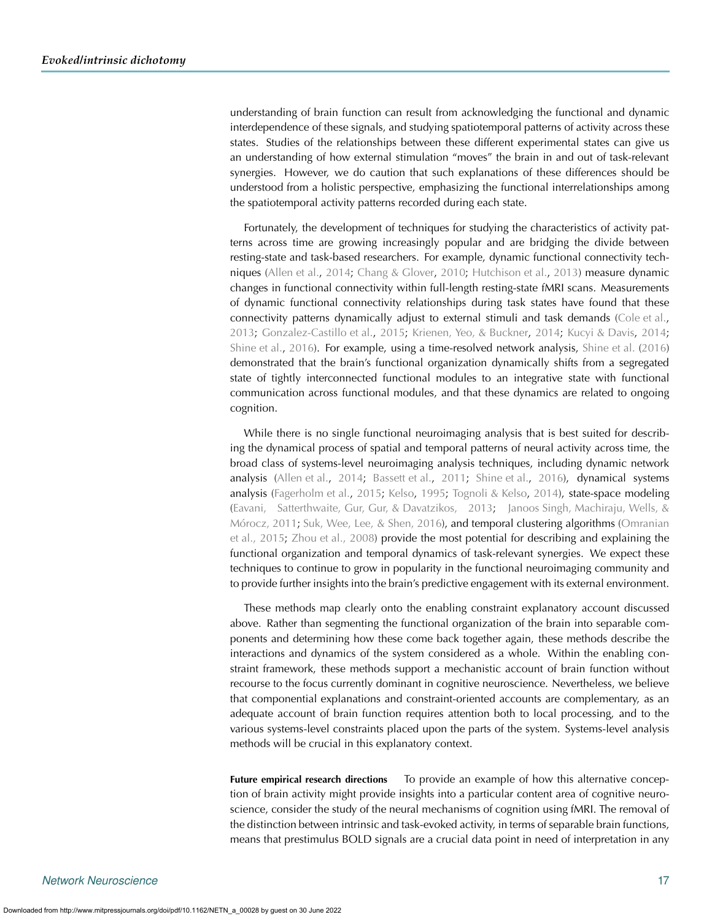understanding of brain function can result from acknowledging the functional and dynamic interdependence of these signals, and studying spatiotemporal patterns of activity across these states. Studies of the relationships between these different experimental states can give us an understanding of how external stimulation "moves" the brain in and out of task-relevant synergies. However, we do caution that such explanations of these differences should be understood from a holistic perspective, emphasizing the functional interrelationships among the spatiotemporal activity patterns recorded during each state.

Fortunately, the development of techniques for studying the characteristics of activity patterns across time are growing increasingly popular and are bridging the divide between resting-state and task-based researchers. For example, dynamic functional connectivity techniques (Allen et al., 2014; Chang & Glover, 2010; Hutchison et al., 2013) measure dynamic changes in functional connectivity within full-length resting-state fMRI scans. Measurements of dynamic functional connectivity relationships during task states have found that these connectivity patterns dynamically adjust to external stimuli and task demands (Cole et al., 2013; Gonzalez-Castillo et al., 2015; Krienen, Yeo, & Buckner, 2014; Kucyi & Davis, 2014; Shine et al., 2016). For example, using a time-resolved network analysis, Shine et al. (2016) demonstrated that the brain's functional organization dynamically shifts from a segregated state of tightly interconnected functional modules to an integrative state with functional communication across functional modules, and that these dynamics are related to ongoing cognition.

While there is no single functional neuroimaging analysis that is best suited for describing the dynamical process of spatial and temporal patterns of neural activity across time, the broad class of systems-level neuroimaging analysis techniques, including dynamic network analysis (Allen et al., 2014; Bassett et al., 2011; Shine et al., 2016), dynamical systems analysis (Fagerholm et al., 2015; Kelso, 1995; Tognoli & Kelso, 2014), state-space modeling (Eavani, Satterthwaite, Gur, Gur, & Davatzikos, 2013; Janoos Singh, Machiraju, Wells, & Mórocz, 2011; Suk, Wee, Lee, & Shen, 2016), and temporal clustering algorithms (Omranian et al., 2015; Zhou et al., 2008) provide the most potential for describing and explaining the functional organization and temporal dynamics of task-relevant synergies. We expect these techniques to continue to grow in popularity in the functional neuroimaging community and to provide further insights into the brain's predictive engagement with its external environment.

These methods map clearly onto the enabling constraint explanatory account discussed above. Rather than segmenting the functional organization of the brain into separable components and determining how these come back together again, these methods describe the interactions and dynamics of the system considered as a whole. Within the enabling constraint framework, these methods support a mechanistic account of brain function without recourse to the focus currently dominant in cognitive neuroscience. Nevertheless, we believe that componential explanations and constraint-oriented accounts are complementary, as an adequate account of brain function requires attention both to local processing, and to the various systems-level constraints placed upon the parts of the system. Systems-level analysis methods will be crucial in this explanatory context.

**Future empirical research directions** To provide an example of how this alternative conception of brain activity might provide insights into a particular content area of cognitive neuroscience, consider the study of the neural mechanisms of cognition using fMRI. The removal of the distinction between intrinsic and task-evoked activity, in terms of separable brain functions, means that prestimulus BOLD signals are a crucial data point in need of interpretation in any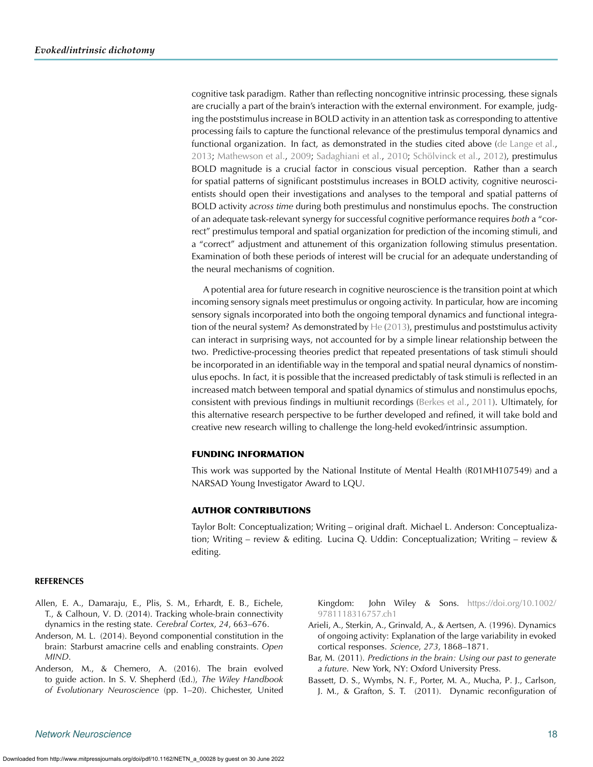cognitive task paradigm. Rather than reflecting noncognitive intrinsic processing, these signals are crucially a part of the brain's interaction with the external environment. For example, judging the poststimulus increase in BOLD activity in an attention task as corresponding to attentive processing fails to capture the functional relevance of the prestimulus temporal dynamics and functional organization. In fact, as demonstrated in the studies cited above (de Lange et al., 2013; Mathewson et al., 2009; Sadaghiani et al., 2010; Schölvinck et al., 2012), prestimulus BOLD magnitude is a crucial factor in conscious visual perception. Rather than a search for spatial patterns of significant poststimulus increases in BOLD activity, cognitive neuroscientists should open their investigations and analyses to the temporal and spatial patterns of BOLD activity *across time* during both prestimulus and nonstimulus epochs. The construction of an adequate task-relevant synergy for successful cognitive performance requires *both* a "correct" prestimulus temporal and spatial organization for prediction of the incoming stimuli, and a "correct" adjustment and attunement of this organization following stimulus presentation. Examination of both these periods of interest will be crucial for an adequate understanding of the neural mechanisms of cognition.

A potential area for future research in cognitive neuroscience is the transition point at which incoming sensory signals meet prestimulus or ongoing activity. In particular, how are incoming sensory signals incorporated into both the ongoing temporal dynamics and functional integration of the neural system? As demonstrated by He (2013), prestimulus and poststimulus activity can interact in surprising ways, not accounted for by a simple linear relationship between the two. Predictive-processing theories predict that repeated presentations of task stimuli should be incorporated in an identifiable way in the temporal and spatial neural dynamics of nonstimulus epochs. In fact, it is possible that the increased predictably of task stimuli is reflected in an increased match between temporal and spatial dynamics of stimulus and nonstimulus epochs, consistent with previous findings in multiunit recordings (Berkes et al., 2011). Ultimately, for this alternative research perspective to be further developed and refined, it will take bold and creative new research willing to challenge the long-held evoked/intrinsic assumption.

## FUNDING INFORMATION

This work was supported by the National Institute of Mental Health (R01MH107549) and a NARSAD Young Investigator Award to LQU.

## AUTHOR CONTRIBUTIONS

Taylor Bolt: Conceptualization; Writing – original draft. Michael L. Anderson: Conceptualization; Writing – review & editing. Lucina Q. Uddin: Conceptualization; Writing – review & editing.

## REFERENCES

Allen, E. A., Damaraju, E., Plis, S. M., Erhardt, E. B., Eichele, T., & Calhoun, V. D. (2014). Tracking whole-brain connectivity dynamics in the resting state. *Cerebral Cortex*, *24*, 663–676.

Anderson, M. L. (2014). Beyond componential constitution in the brain: Starburst amacrine cells and enabling constraints. *Open MIND*.

Anderson, M., & Chemero, A. (2016). The brain evolved to guide action. In S. V. Shepherd (Ed.), *The Wiley Handbook of Evolutionary Neuroscience* (pp. 1–20). Chichester, United Kingdom: John Wiley & Sons. https://doi.org/10.1002/9781118316757.ch1

Arieli, A., Sterkin, A., Grinvald, A., & Aertsen, A. (1996). Dynamics of ongoing activity: Explanation of the large variability in evoked cortical responses. *Science*, *273*, 1868–1871.

Bar, M. (2011). *Predictions in the brain: Using our past to generate a future*. New York, NY: Oxford University Press.

Bassett, D. S., Wymbs, N. F., Porter, M. A., Mucha, P. J., Carlson, J. M., & Grafton, S. T. (2011). Dynamic reconfiguration of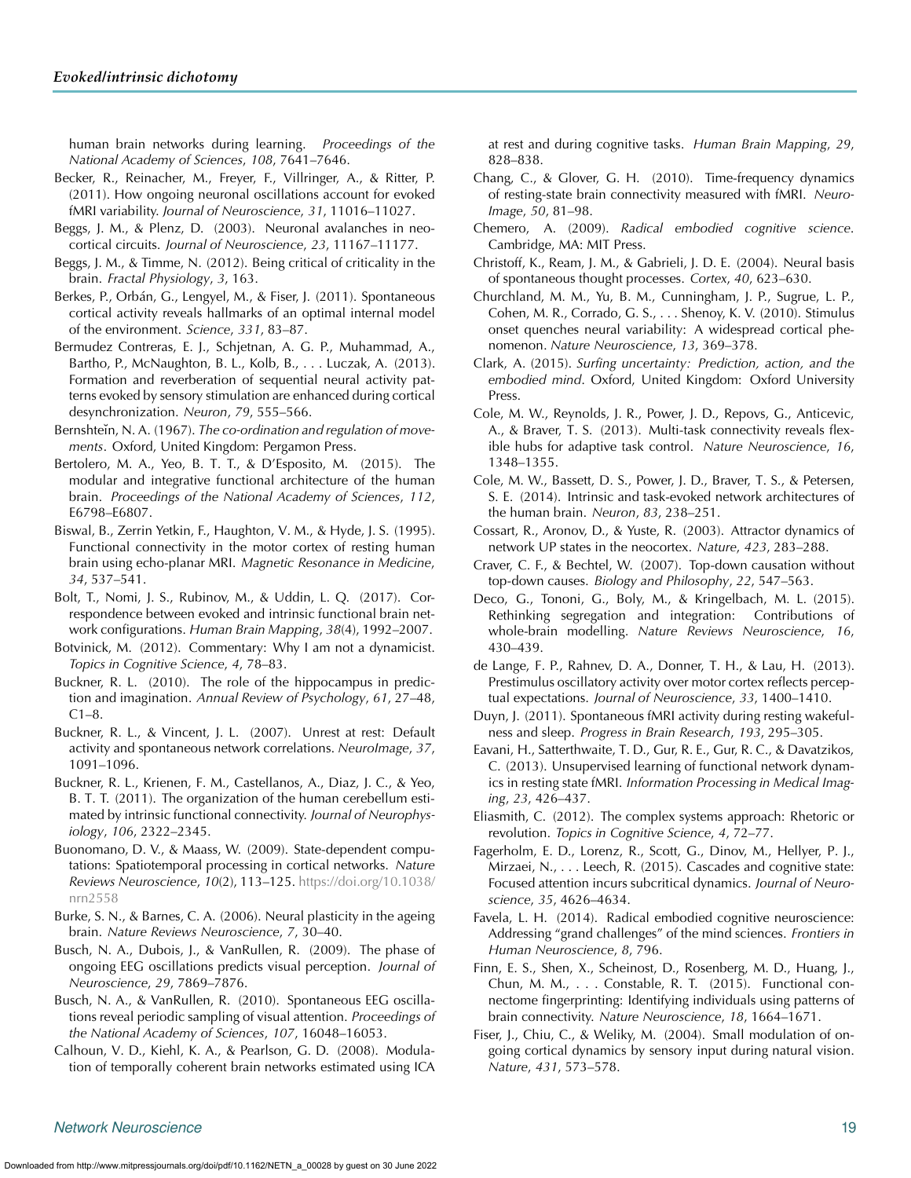human brain networks during learning. *Proceedings of the National Academy of Sciences*, *108*, 7641–7646.

Becker, R., Reinacher, M., Freyer, F., Villringer, A., & Ritter, P. (2011). How ongoing neuronal oscillations account for evoked fMRI variability. *Journal of Neuroscience*, *31*, 11016–11027.

Beggs, J. M., & Plenz, D. (2003). Neuronal avalanches in neocortical circuits. *Journal of Neuroscience*, *23*, 11167–11177.

Beggs, J. M., & Timme, N. (2012). Being critical of criticality in the brain. *Fractal Physiology*, *3*, 163.

Berkes, P., Orbán, G., Lengyel, M., & Fiser, J. (2011). Spontaneous cortical activity reveals hallmarks of an optimal internal model of the environment. *Science*, *331*, 83–87.

Bermudez Contreras, E. J., Schjetnan, A. G. P., Muhammad, A., Bartho, P., McNaughton, B. L., Kolb, B., . . . Luczak, A. (2013). Formation and reverberation of sequential neural activity patterns evoked by sensory stimulation are enhanced during cortical desynchronization. *Neuron*, *79*, 555–566.

Bernshteĭn, N. A. (1967). *The co-ordination and regulation of movements*. Oxford, United Kingdom: Pergamon Press.

Bertolero, M. A., Yeo, B. T. T., & D'Esposito, M. (2015). The modular and integrative functional architecture of the human brain. *Proceedings of the National Academy of Sciences*, *112*, E6798–E6807.

Biswal, B., Zerrin Yetkin, F., Haughton, V. M., & Hyde, J. S. (1995). Functional connectivity in the motor cortex of resting human brain using echo-planar MRI. *Magnetic Resonance in Medicine*, *34*, 537–541.

Bolt, T., Nomi, J. S., Rubinov, M., & Uddin, L. Q. (2017). Correspondence between evoked and intrinsic functional brain network configurations. *Human Brain Mapping*, *38*(4), 1992–2007.

Botvinick, M. (2012). Commentary: Why I am not a dynamicist. *Topics in Cognitive Science*, *4*, 78–83.

Buckner, R. L. (2010). The role of the hippocampus in prediction and imagination. *Annual Review of Psychology*, *61*, 27–48, C1–8.

Buckner, R. L., & Vincent, J. L. (2007). Unrest at rest: Default activity and spontaneous network correlations. *NeuroImage*, *37*, 1091–1096.

Buckner, R. L., Krienen, F. M., Castellanos, A., Diaz, J. C., & Yeo, B. T. T. (2011). The organization of the human cerebellum estimated by intrinsic functional connectivity. *Journal of Neurophysiology*, *106*, 2322–2345.

Buonomano, D. V., & Maass, W. (2009). State-dependent computations: Spatiotemporal processing in cortical networks. *Nature Reviews Neuroscience*, *10*(2), 113–125. https://doi.org/10.1038/nrn2558

Burke, S. N., & Barnes, C. A. (2006). Neural plasticity in the ageing brain. *Nature Reviews Neuroscience*, *7*, 30–40.

Busch, N. A., Dubois, J., & VanRullen, R. (2009). The phase of ongoing EEG oscillations predicts visual perception. *Journal of Neuroscience*, *29*, 7869–7876.

Busch, N. A., & VanRullen, R. (2010). Spontaneous EEG oscillations reveal periodic sampling of visual attention. *Proceedings of the National Academy of Sciences*, *107*, 16048–16053.

Calhoun, V. D., Kiehl, K. A., & Pearlson, G. D. (2008). Modulation of temporally coherent brain networks estimated using ICA at rest and during cognitive tasks. *Human Brain Mapping*, *29*, 828–838.

Chang, C., & Glover, G. H. (2010). Time-frequency dynamics of resting-state brain connectivity measured with fMRI. *NeuroImage*, *50*, 81–98.

Chemero, A. (2009). *Radical embodied cognitive science*. Cambridge, MA: MIT Press.

Christoff, K., Ream, J. M., & Gabrieli, J. D. E. (2004). Neural basis of spontaneous thought processes. *Cortex*, *40*, 623–630.

Churchland, M. M., Yu, B. M., Cunningham, J. P., Sugrue, L. P., Cohen, M. R., Corrado, G. S., . . . Shenoy, K. V. (2010). Stimulus onset quenches neural variability: A widespread cortical phenomenon. *Nature Neuroscience*, *13*, 369–378.

Clark, A. (2015). *Surfing uncertainty: Prediction, action, and the embodied mind*. Oxford, United Kingdom: Oxford University Press.

Cole, M. W., Reynolds, J. R., Power, J. D., Repovs, G., Anticevic, A., & Braver, T. S. (2013). Multi-task connectivity reveals flexible hubs for adaptive task control. *Nature Neuroscience*, *16*, 1348–1355.

Cole, M. W., Bassett, D. S., Power, J. D., Braver, T. S., & Petersen, S. E. (2014). Intrinsic and task-evoked network architectures of the human brain. *Neuron*, *83*, 238–251.

Cossart, R., Aronov, D., & Yuste, R. (2003). Attractor dynamics of network UP states in the neocortex. *Nature*, *423*, 283–288.

Craver, C. F., & Bechtel, W. (2007). Top-down causation without top-down causes. *Biology and Philosophy*, *22*, 547–563.

Deco, G., Tononi, G., Boly, M., & Kringelbach, M. L. (2015). Rethinking segregation and integration: Contributions of whole-brain modelling. *Nature Reviews Neuroscience*, *16*, 430–439.

de Lange, F. P., Rahnev, D. A., Donner, T. H., & Lau, H. (2013). Prestimulus oscillatory activity over motor cortex reflects perceptual expectations. *Journal of Neuroscience*, *33*, 1400–1410.

Duyn, J. (2011). Spontaneous fMRI activity during resting wakefulness and sleep. *Progress in Brain Research*, *193*, 295–305.

Eavani, H., Satterthwaite, T. D., Gur, R. E., Gur, R. C., & Davatzikos, C. (2013). Unsupervised learning of functional network dynamics in resting state fMRI. *Information Processing in Medical Imaging*, *23*, 426–437.

Eliasmith, C. (2012). The complex systems approach: Rhetoric or revolution. *Topics in Cognitive Science*, *4*, 72–77.

Fagerholm, E. D., Lorenz, R., Scott, G., Dinov, M., Hellyer, P. J., Mirzaei, N., . . . Leech, R. (2015). Cascades and cognitive state: Focused attention incurs subcritical dynamics. *Journal of Neuroscience*, *35*, 4626–4634.

Favela, L. H. (2014). Radical embodied cognitive neuroscience: Addressing "grand challenges" of the mind sciences. *Frontiers in Human Neuroscience*, *8*, 796.

Finn, E. S., Shen, X., Scheinost, D., Rosenberg, M. D., Huang, J., Chun, M. M., . . . Constable, R. T. (2015). Functional connectome fingerprinting: Identifying individuals using patterns of brain connectivity. *Nature Neuroscience*, *18*, 1664–1671.

Fiser, J., Chiu, C., & Weliky, M. (2004). Small modulation of ongoing cortical dynamics by sensory input during natural vision. *Nature*, *431*, 573–578.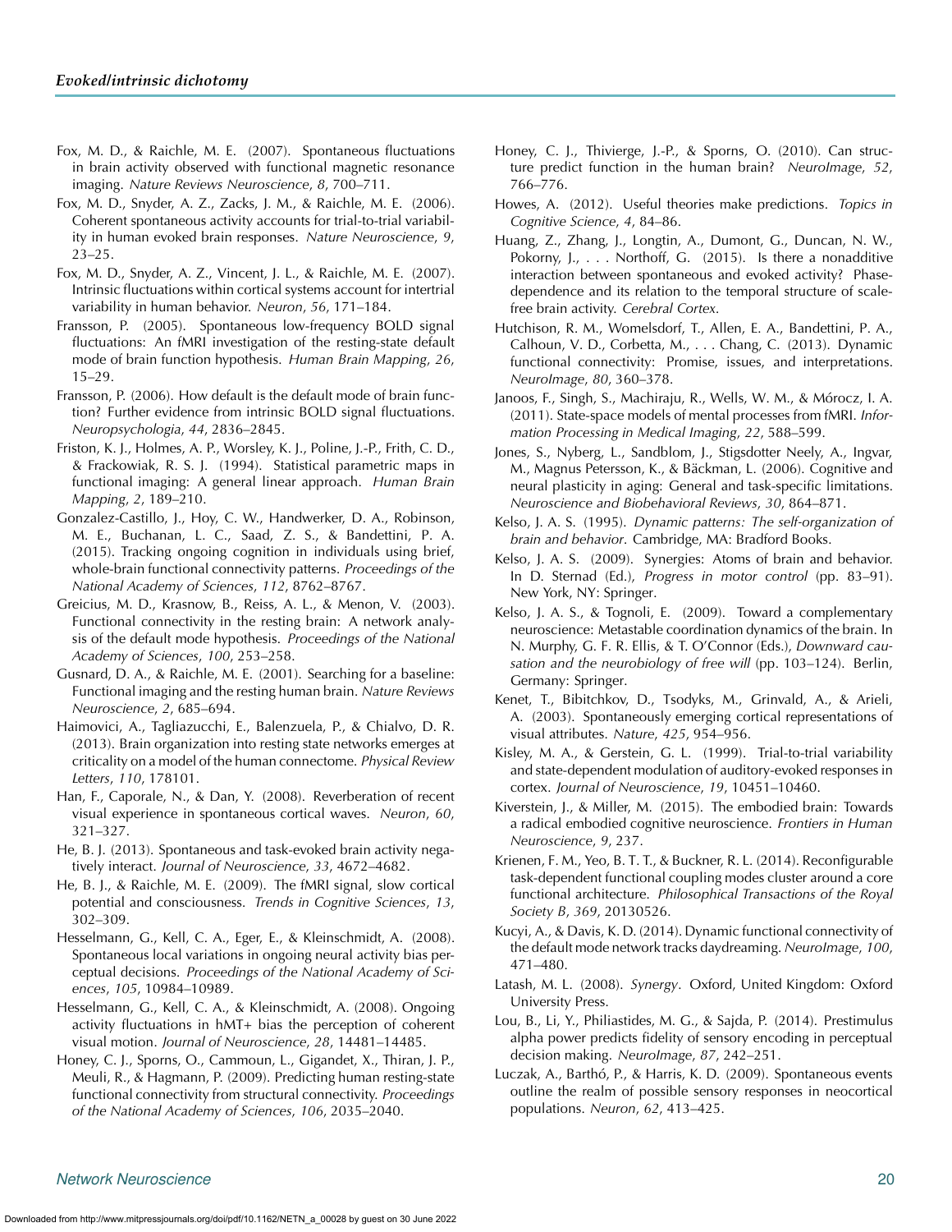Fox, M. D., & Raichle, M. E. (2007). Spontaneous fluctuations in brain activity observed with functional magnetic resonance imaging. *Nature Reviews Neuroscience*, *8*, 700–711.

Fox, M. D., Snyder, A. Z., Zacks, J. M., & Raichle, M. E. (2006). Coherent spontaneous activity accounts for trial-to-trial variability in human evoked brain responses. *Nature Neuroscience*, *9*, 23–25.

Fox, M. D., Snyder, A. Z., Vincent, J. L., & Raichle, M. E. (2007). Intrinsic fluctuations within cortical systems account for intertrial variability in human behavior. *Neuron*, *56*, 171–184.

Fransson, P. (2005). Spontaneous low-frequency BOLD signal fluctuations: An fMRI investigation of the resting-state default mode of brain function hypothesis. *Human Brain Mapping*, *26*, 15–29.

Fransson, P. (2006). How default is the default mode of brain function? Further evidence from intrinsic BOLD signal fluctuations. *Neuropsychologia*, *44*, 2836–2845.

Friston, K. J., Holmes, A. P., Worsley, K. J., Poline, J.-P., Frith, C. D., & Frackowiak, R. S. J. (1994). Statistical parametric maps in functional imaging: A general linear approach. *Human Brain Mapping*, *2*, 189–210.

Gonzalez-Castillo, J., Hoy, C. W., Handwerker, D. A., Robinson, M. E., Buchanan, L. C., Saad, Z. S., & Bandettini, P. A. (2015). Tracking ongoing cognition in individuals using brief, whole-brain functional connectivity patterns. *Proceedings of the National Academy of Sciences*, *112*, 8762–8767.

Greicius, M. D., Krasnow, B., Reiss, A. L., & Menon, V. (2003). Functional connectivity in the resting brain: A network analysis of the default mode hypothesis. *Proceedings of the National Academy of Sciences*, *100*, 253–258.

Gusnard, D. A., & Raichle, M. E. (2001). Searching for a baseline: Functional imaging and the resting human brain. *Nature Reviews Neuroscience*, *2*, 685–694.

Haimovici, A., Tagliazucchi, E., Balenzuela, P., & Chialvo, D. R. (2013). Brain organization into resting state networks emerges at criticality on a model of the human connectome. *Physical Review Letters*, *110*, 178101.

Han, F., Caporale, N., & Dan, Y. (2008). Reverberation of recent visual experience in spontaneous cortical waves. *Neuron*, *60*, 321–327.

He, B. J. (2013). Spontaneous and task-evoked brain activity negatively interact. *Journal of Neuroscience*, *33*, 4672–4682.

He, B. J., & Raichle, M. E. (2009). The fMRI signal, slow cortical potential and consciousness. *Trends in Cognitive Sciences*, *13*, 302–309.

Hesselmann, G., Kell, C. A., Eger, E., & Kleinschmidt, A. (2008). Spontaneous local variations in ongoing neural activity bias perceptual decisions. *Proceedings of the National Academy of Sciences*, *105*, 10984–10989.

Hesselmann, G., Kell, C. A., & Kleinschmidt, A. (2008). Ongoing activity fluctuations in hMT+ bias the perception of coherent visual motion. *Journal of Neuroscience*, *28*, 14481–14485.

Honey, C. J., Sporns, O., Cammoun, L., Gigandet, X., Thiran, J. P., Meuli, R., & Hagmann, P. (2009). Predicting human resting-state functional connectivity from structural connectivity. *Proceedings of the National Academy of Sciences*, *106*, 2035–2040.

Honey, C. J., Thivierge, J.-P., & Sporns, O. (2010). Can structure predict function in the human brain? *NeuroImage*, *52*, 766–776.

Howes, A. (2012). Useful theories make predictions. *Topics in Cognitive Science*, *4*, 84–86.

Huang, Z., Zhang, J., Longtin, A., Dumont, G., Duncan, N. W., Pokorny, J., . . . Northoff, G. (2015). Is there a nonadditive interaction between spontaneous and evoked activity? Phase-dependence and its relation to the temporal structure of scale-free brain activity. *Cerebral Cortex*.

Hutchison, R. M., Womelsdorf, T., Allen, E. A., Bandettini, P. A., Calhoun, V. D., Corbetta, M., . . . Chang, C. (2013). Dynamic functional connectivity: Promise, issues, and interpretations. *NeuroImage*, *80*, 360–378.

Janoos, F., Singh, S., Machiraju, R., Wells, W. M., & Mórocz, I. A. (2011). State-space models of mental processes from fMRI. *Information Processing in Medical Imaging*, *22*, 588–599.

Jones, S., Nyberg, L., Sandblom, J., Stigsdotter Neely, A., Ingvar, M., Magnus Petersson, K., & Bäckman, L. (2006). Cognitive and neural plasticity in aging: General and task-specific limitations. *Neuroscience and Biobehavioral Reviews*, *30*, 864–871.

Kelso, J. A. S. (1995). *Dynamic patterns: The self-organization of brain and behavior*. Cambridge, MA: Bradford Books.

Kelso, J. A. S. (2009). Synergies: Atoms of brain and behavior. In D. Sternad (Ed.), *Progress in motor control* (pp. 83–91). New York, NY: Springer.

Kelso, J. A. S., & Tognoli, E. (2009). Toward a complementary neuroscience: Metastable coordination dynamics of the brain. In N. Murphy, G. F. R. Ellis, & T. O'Connor (Eds.), *Downward causation and the neurobiology of free will* (pp. 103–124). Berlin, Germany: Springer.

Kenet, T., Bibitchkov, D., Tsodyks, M., Grinvald, A., & Arieli, A. (2003). Spontaneously emerging cortical representations of visual attributes. *Nature*, *425*, 954–956.

Kisley, M. A., & Gerstein, G. L. (1999). Trial-to-trial variability and state-dependent modulation of auditory-evoked responses in cortex. *Journal of Neuroscience*, *19*, 10451–10460.

Kiverstein, J., & Miller, M. (2015). The embodied brain: Towards a radical embodied cognitive neuroscience. *Frontiers in Human Neuroscience*, *9*, 237.

Krienen, F. M., Yeo, B. T. T., & Buckner, R. L. (2014). Reconfigurable task-dependent functional coupling modes cluster around a core functional architecture. *Philosophical Transactions of the Royal Society B*, *369*, 20130526.

Kucyi, A., & Davis, K. D. (2014). Dynamic functional connectivity of the default mode network tracks daydreaming. *NeuroImage*, *100*, 471–480.

Latash, M. L. (2008). *Synergy*. Oxford, United Kingdom: Oxford University Press.

Lou, B., Li, Y., Philiastides, M. G., & Sajda, P. (2014). Prestimulus alpha power predicts fidelity of sensory encoding in perceptual decision making. *NeuroImage*, *87*, 242–251.

Luczak, A., Barthó, P., & Harris, K. D. (2009). Spontaneous events outline the realm of possible sensory responses in neocortical populations. *Neuron*, *62*, 413–425.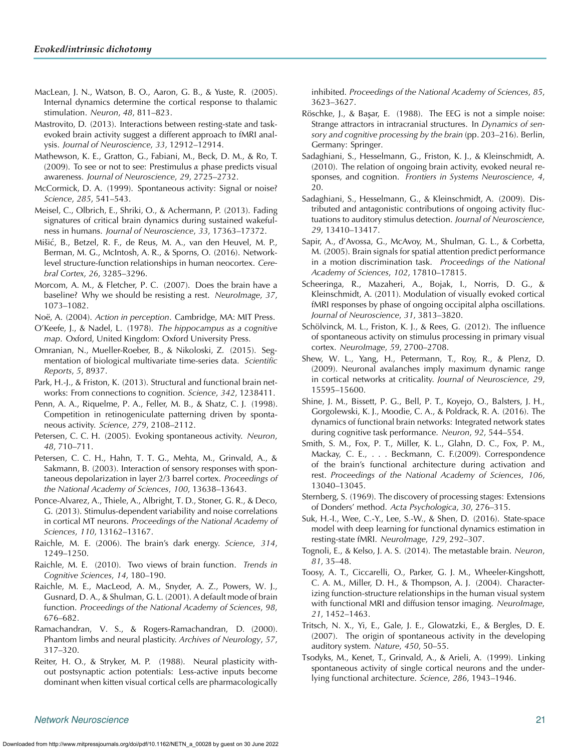MacLean, J. N., Watson, B. O., Aaron, G. B., & Yuste, R. (2005). Internal dynamics determine the cortical response to thalamic stimulation. *Neuron*, *48*, 811–823.

Mastrovito, D. (2013). Interactions between resting-state and task-evoked brain activity suggest a different approach to fMRI analysis. *Journal of Neuroscience*, *33*, 12912–12914.

Mathewson, K. E., Gratton, G., Fabiani, M., Beck, D. M., & Ro, T. (2009). To see or not to see: Prestimulus α phase predicts visual awareness. *Journal of Neuroscience*, *29*, 2725–2732.

McCormick, D. A. (1999). Spontaneous activity: Signal or noise? *Science*, *285*, 541–543.

Meisel, C., Olbrich, E., Shriki, O., & Achermann, P. (2013). Fading signatures of critical brain dynamics during sustained wakefulness in humans. *Journal of Neuroscience*, *33*, 17363–17372.

Mišić, B., Betzel, R. F., de Reus, M. A., van den Heuvel, M. P., Berman, M. G., McIntosh, A. R., & Sporns, O. (2016). Network-level structure-function relationships in human neocortex. *Cerebral Cortex*, *26*, 3285–3296.

Morcom, A. M., & Fletcher, P. C. (2007). Does the brain have a baseline? Why we should be resisting a rest. *NeuroImage*, *37*, 1073–1082.

Noë, A. (2004). *Action in perception*. Cambridge, MA: MIT Press.

O'Keefe, J., & Nadel, L. (1978). *The hippocampus as a cognitive map*. Oxford, United Kingdom: Oxford University Press.

Omranian, N., Mueller-Roeber, B., & Nikoloski, Z. (2015). Segmentation of biological multivariate time-series data. *Scientific Reports*, *5*, 8937.

Park, H.-J., & Friston, K. (2013). Structural and functional brain networks: From connections to cognition. *Science*, *342*, 1238411.

Penn, A. A., Riquelme, P. A., Feller, M. B., & Shatz, C. J. (1998). Competition in retinogeniculate patterning driven by spontaneous activity. *Science*, *279*, 2108–2112.

Petersen, C. C. H. (2005). Evoking spontaneous activity. *Neuron*, *48*, 710–711.

Petersen, C. C. H., Hahn, T. T. G., Mehta, M., Grinvald, A., & Sakmann, B. (2003). Interaction of sensory responses with spontaneous depolarization in layer 2/3 barrel cortex. *Proceedings of the National Academy of Sciences*, *100*, 13638–13643.

Ponce-Alvarez, A., Thiele, A., Albright, T. D., Stoner, G. R., & Deco, G. (2013). Stimulus-dependent variability and noise correlations in cortical MT neurons. *Proceedings of the National Academy of Sciences*, *110*, 13162–13167.

Raichle, M. E. (2006). The brain's dark energy. *Science*, *314*, 1249–1250.

Raichle, M. E. (2010). Two views of brain function. *Trends in Cognitive Sciences*, *14*, 180–190.

Raichle, M. E., MacLeod, A. M., Snyder, A. Z., Powers, W. J., Gusnard, D. A., & Shulman, G. L. (2001). A default mode of brain function. *Proceedings of the National Academy of Sciences*, *98*, 676–682.

Ramachandran, V. S., & Rogers-Ramachandran, D. (2000). Phantom limbs and neural plasticity. *Archives of Neurology*, *57*, 317–320.

Reiter, H. O., & Stryker, M. P. (1988). Neural plasticity without postsynaptic action potentials: Less-active inputs become dominant when kitten visual cortical cells are pharmacologically inhibited. *Proceedings of the National Academy of Sciences*, *85*, 3623–3627.

Röschke, J., & Başar, E. (1988). The EEG is not a simple noise: Strange attractors in intracranial structures. In *Dynamics of sensory and cognitive processing by the brain* (pp. 203–216). Berlin, Germany: Springer.

Sadaghiani, S., Hesselmann, G., Friston, K. J., & Kleinschmidt, A. (2010). The relation of ongoing brain activity, evoked neural responses, and cognition. *Frontiers in Systems Neuroscience*, *4*, 20.

Sadaghiani, S., Hesselmann, G., & Kleinschmidt, A. (2009). Distributed and antagonistic contributions of ongoing activity fluctuations to auditory stimulus detection. *Journal of Neuroscience*, *29*, 13410–13417.

Sapir, A., d'Avossa, G., McAvoy, M., Shulman, G. L., & Corbetta, M. (2005). Brain signals for spatial attention predict performance in a motion discrimination task. *Proceedings of the National Academy of Sciences*, *102*, 17810–17815.

Scheeringa, R., Mazaheri, A., Bojak, I., Norris, D. G., & Kleinschmidt, A. (2011). Modulation of visually evoked cortical fMRI responses by phase of ongoing occipital alpha oscillations. *Journal of Neuroscience*, *31*, 3813–3820.

Schölvinck, M. L., Friston, K. J., & Rees, G. (2012). The influence of spontaneous activity on stimulus processing in primary visual cortex. *NeuroImage*, *59*, 2700–2708.

Shew, W. L., Yang, H., Petermann, T., Roy, R., & Plenz, D. (2009). Neuronal avalanches imply maximum dynamic range in cortical networks at criticality. *Journal of Neuroscience*, *29*, 15595–15600.

Shine, J. M., Bissett, P. G., Bell, P. T., Koyejo, O., Balsters, J. H., Gorgolewski, K. J., Moodie, C. A., & Poldrack, R. A. (2016). The dynamics of functional brain networks: Integrated network states during cognitive task performance. *Neuron*, *92*, 544–554.

Smith, S. M., Fox, P. T., Miller, K. L., Glahn, D. C., Fox, P. M., Mackay, C. E., . . . Beckmann, C. F.(2009). Correspondence of the brain's functional architecture during activation and rest. *Proceedings of the National Academy of Sciences*, *106*, 13040–13045.

Sternberg, S. (1969). The discovery of processing stages: Extensions of Donders' method. *Acta Psychologica*, *30*, 276–315.

Suk, H.-I., Wee, C.-Y., Lee, S.-W., & Shen, D. (2016). State-space model with deep learning for functional dynamics estimation in resting-state fMRI. *NeuroImage*, *129*, 292–307.

Tognoli, E., & Kelso, J. A. S. (2014). The metastable brain. *Neuron*, *81*, 35–48.

Toosy, A. T., Ciccarelli, O., Parker, G. J. M., Wheeler-Kingshott, C. A. M., Miller, D. H., & Thompson, A. J. (2004). Characterizing function-structure relationships in the human visual system with functional MRI and diffusion tensor imaging. *NeuroImage*, *21*, 1452–1463.

Tritsch, N. X., Yi, E., Gale, J. E., Glowatzki, E., & Bergles, D. E. (2007). The origin of spontaneous activity in the developing auditory system. *Nature*, *450*, 50–55.

Tsodyks, M., Kenet, T., Grinvald, A., & Arieli, A. (1999). Linking spontaneous activity of single cortical neurons and the underlying functional architecture. *Science*, *286*, 1943–1946.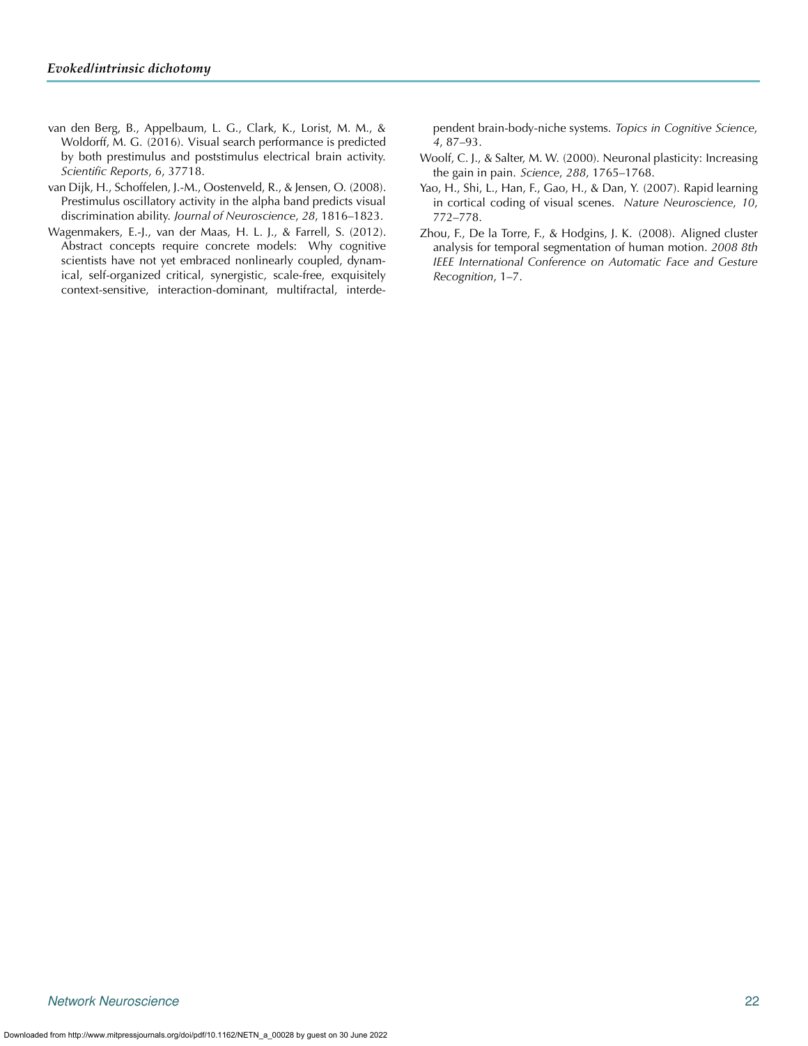van den Berg, B., Appelbaum, L. G., Clark, K., Lorist, M. M., & Woldorff, M. G. (2016). Visual search performance is predicted by both prestimulus and poststimulus electrical brain activity. *Scientific Reports*, *6*, 37718.

van Dijk, H., Schoffelen, J.-M., Oostenveld, R., & Jensen, O. (2008). Prestimulus oscillatory activity in the alpha band predicts visual discrimination ability. *Journal of Neuroscience*, *28*, 1816–1823.

Wagenmakers, E.-J., van der Maas, H. L. J., & Farrell, S. (2012). Abstract concepts require concrete models: Why cognitive scientists have not yet embraced nonlinearly coupled, dynamical, self-organized critical, synergistic, scale-free, exquisitely context-sensitive, interaction-dominant, multifractal, interdependent brain-body-niche systems. *Topics in Cognitive Science*, *4*, 87–93.

Woolf, C. J., & Salter, M. W. (2000). Neuronal plasticity: Increasing the gain in pain. *Science*, *288*, 1765–1768.

Yao, H., Shi, L., Han, F., Gao, H., & Dan, Y. (2007). Rapid learning in cortical coding of visual scenes. *Nature Neuroscience*, *10*, 772–778.

Zhou, F., De la Torre, F., & Hodgins, J. K. (2008). Aligned cluster analysis for temporal segmentation of human motion. *2008 8th IEEE International Conference on Automatic Face and Gesture Recognition*, 1–7.